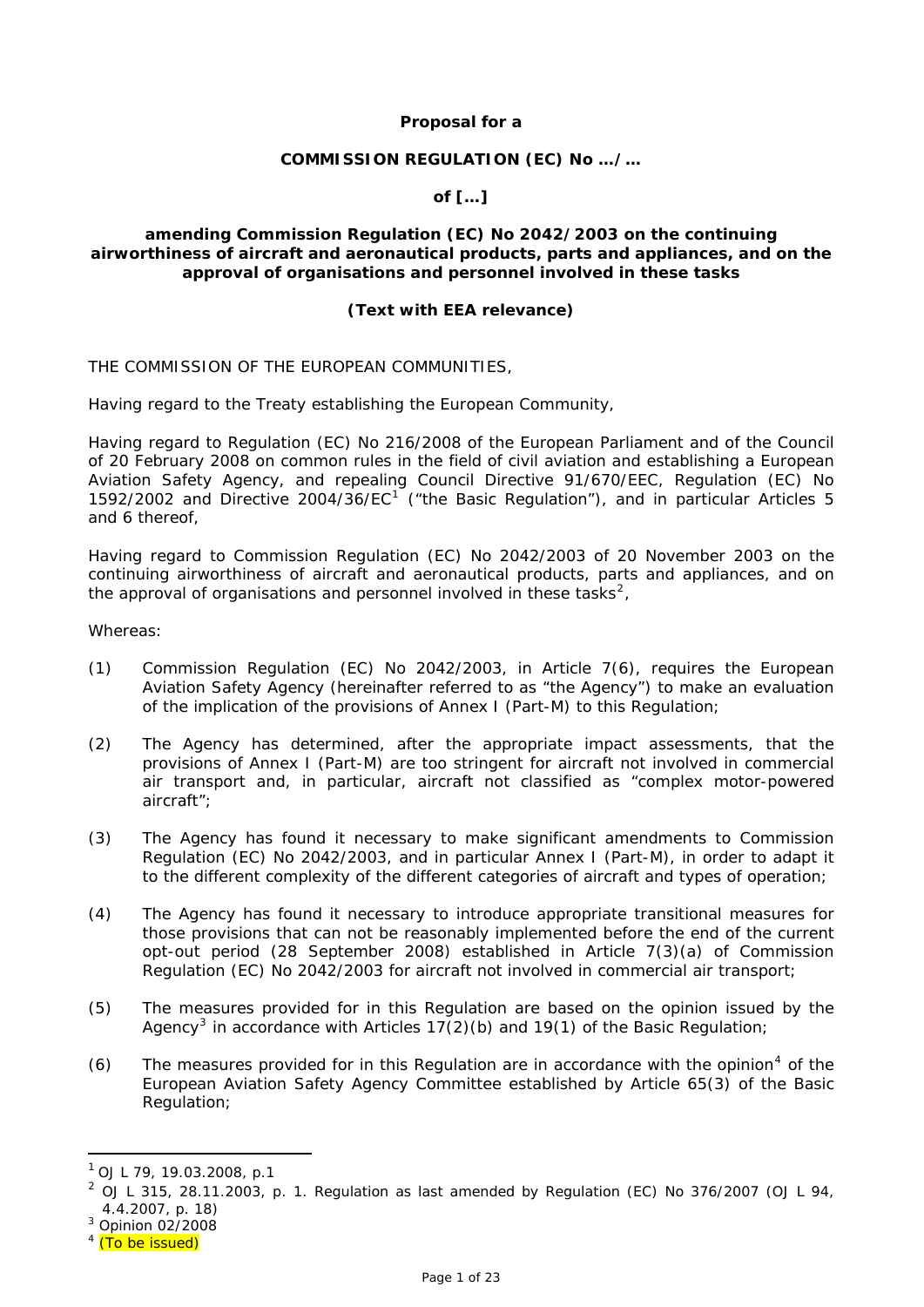**Proposal for a**

**COMMISSION REGULATION (EC) No …/…**

**of […]**

**amending Commission Regulation (EC) No 2042/2003 on the continuing airworthiness of aircraft and aeronautical products, parts and appliances, and on the approval of organisations and personnel involved in these tasks**

**(Text with EEA relevance)**

THE COMMISSION OF THE EUROPEAN COMMUNITIES,

Having regard to the Treaty establishing the European Community,

Having regard to Regulation (EC) No 216/2008 of the European Parliament and of the Council of 20 February 2008 on common rules in the field of civil aviation and establishing a European Aviation Safety Agency, and repealing Council Directive 91/670/EEC, Regulation (EC) No 1592/2002 and Directive 2004/36/EC[1] ("the Basic Regulation"), and in particular Articles 5 and 6 thereof,

Having regard to Commission Regulation (EC) No 2042/2003 of 20 November 2003 on the continuing airworthiness of aircraft and aeronautical products, parts and appliances, and on the approval of organisations and personnel involved in these tasks[2],

Whereas:

(1) Commission Regulation (EC) No 2042/2003, in Article 7(6), requires the European Aviation Safety Agency (hereinafter referred to as "the Agency") to make an evaluation of the implication of the provisions of Annex I (Part-M) to this Regulation;

(2) The Agency has determined, after the appropriate impact assessments, that the provisions of Annex I (Part-M) are too stringent for aircraft not involved in commercial air transport and, in particular, aircraft not classified as "complex motor-powered aircraft";

(3) The Agency has found it necessary to make significant amendments to Commission Regulation (EC) No 2042/2003, and in particular Annex I (Part-M), in order to adapt it to the different complexity of the different categories of aircraft and types of operation;

(4) The Agency has found it necessary to introduce appropriate transitional measures for those provisions that can not be reasonably implemented before the end of the current opt-out period (28 September 2008) established in Article 7(3)(a) of Commission Regulation (EC) No 2042/2003 for aircraft not involved in commercial air transport;

(5) The measures provided for in this Regulation are based on the opinion issued by the Agency[3] in accordance with Articles 17(2)(b) and 19(1) of the Basic Regulation;

(6) The measures provided for in this Regulation are in accordance with the opinion[4] of the European Aviation Safety Agency Committee established by Article 65(3) of the Basic Regulation;

---

[1] OJ L 79, 19.03.2008, p.1

[2] OJ L 315, 28.11.2003, p. 1. Regulation as last amended by Regulation (EC) No 376/2007 (OJ L 94, 4.4.2007, p. 18)

[3] Opinion 02/2008

[4] (To be issued)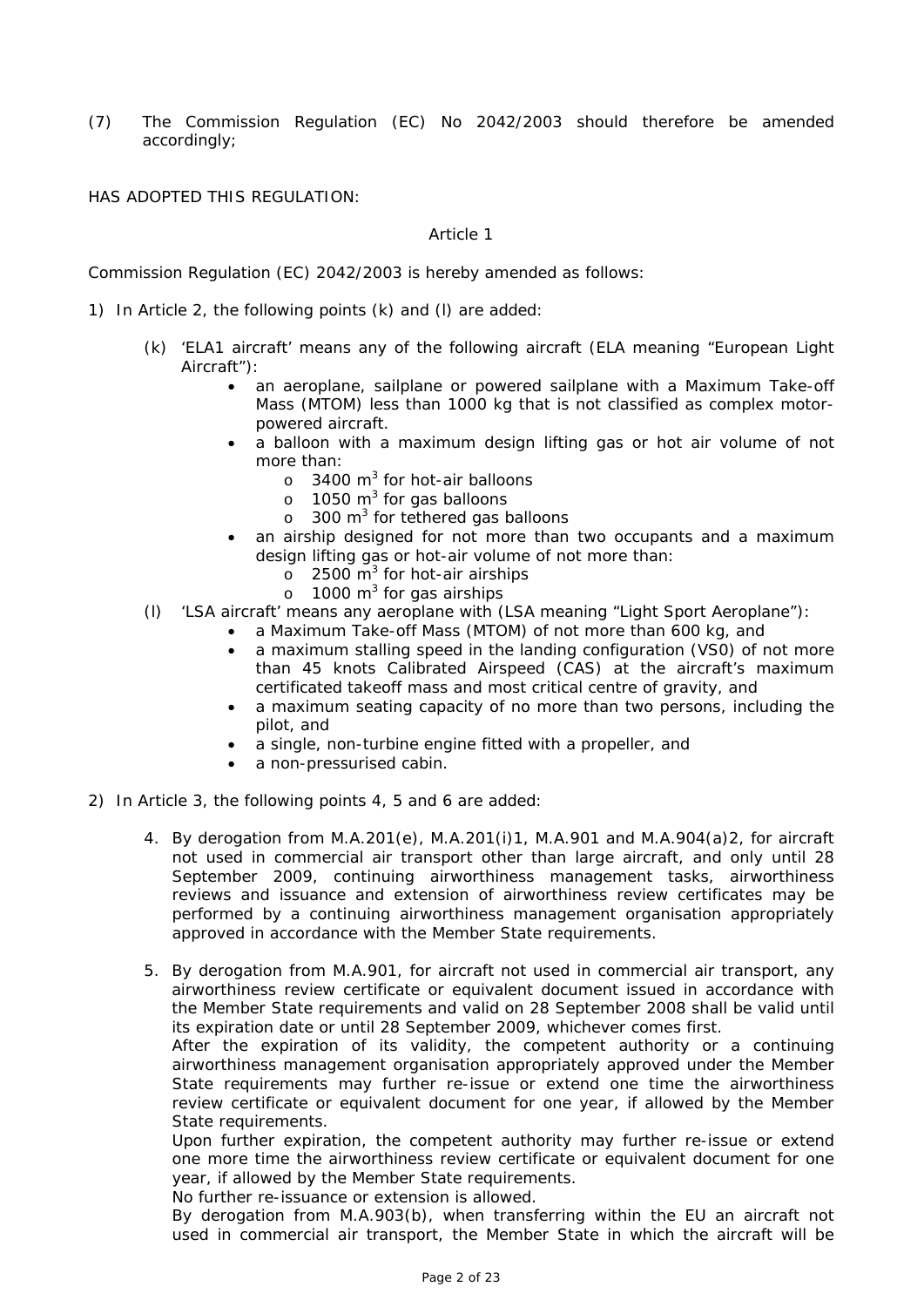(7) The Commission Regulation (EC) No 2042/2003 should therefore be amended accordingly;

HAS ADOPTED THIS REGULATION:

Article 1

Commission Regulation (EC) 2042/2003 is hereby amended as follows:

1) In Article 2, the following points (k) and (l) are added:

   (k) 'ELA1 aircraft' means any of the following aircraft (ELA meaning "European Light Aircraft"):
   - an aeroplane, sailplane or powered sailplane with a Maximum Take-off Mass (MTOM) less than 1000 kg that is not classified as complex motor-powered aircraft.
   - a balloon with a maximum design lifting gas or hot air volume of not more than:
     - 3400 $m^3$ for hot-air balloons
     - 1050 $m^3$ for gas balloons
     - 300 $m^3$ for tethered gas balloons
   - an airship designed for not more than two occupants and a maximum design lifting gas or hot-air volume of not more than:
     - 2500 $m^3$ for hot-air airships
     - 1000 $m^3$ for gas airships

   (l) 'LSA aircraft' means any aeroplane with (LSA meaning "Light Sport Aeroplane"):
   - a Maximum Take-off Mass (MTOM) of not more than 600 kg, and
   - a maximum stalling speed in the landing configuration (VS0) of not more than 45 knots Calibrated Airspeed (CAS) at the aircraft's maximum certificated takeoff mass and most critical centre of gravity, and
   - a maximum seating capacity of no more than two persons, including the pilot, and
   - a single, non-turbine engine fitted with a propeller, and
   - a non-pressurised cabin.

2) In Article 3, the following points 4, 5 and 6 are added:

   4. By derogation from M.A.201(e), M.A.201(i)1, M.A.901 and M.A.904(a)2, for aircraft not used in commercial air transport other than large aircraft, and only until 28 September 2009, continuing airworthiness management tasks, airworthiness reviews and issuance and extension of airworthiness review certificates may be performed by a continuing airworthiness management organisation appropriately approved in accordance with the Member State requirements.

   5. By derogation from M.A.901, for aircraft not used in commercial air transport, any airworthiness review certificate or equivalent document issued in accordance with the Member State requirements and valid on 28 September 2008 shall be valid until its expiration date or until 28 September 2009, whichever comes first.
   After the expiration of its validity, the competent authority or a continuing airworthiness management organisation appropriately approved under the Member State requirements may further re-issue or extend one time the airworthiness review certificate or equivalent document for one year, if allowed by the Member State requirements.
   Upon further expiration, the competent authority may further re-issue or extend one more time the airworthiness review certificate or equivalent document for one year, if allowed by the Member State requirements.
   No further re-issuance or extension is allowed.
   By derogation from M.A.903(b), when transferring within the EU an aircraft not used in commercial air transport, the Member State in which the aircraft will be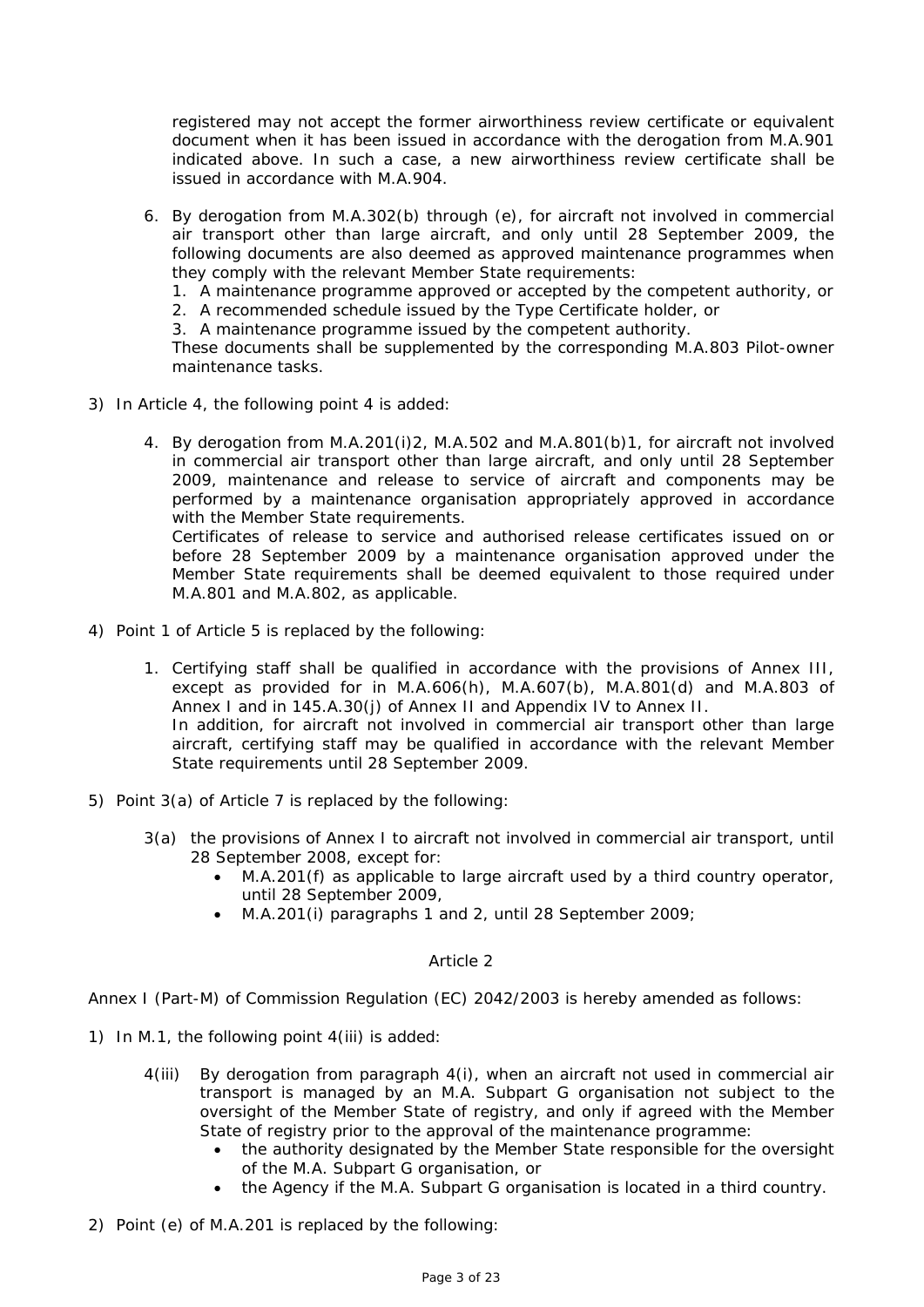registered may not accept the former airworthiness review certificate or equivalent document when it has been issued in accordance with the derogation from M.A.901 indicated above. In such a case, a new airworthiness review certificate shall be issued in accordance with M.A.904.

6. By derogation from M.A.302(b) through (e), for aircraft not involved in commercial air transport other than large aircraft, and only until 28 September 2009, the following documents are also deemed as approved maintenance programmes when they comply with the relevant Member State requirements:
   1. A maintenance programme approved or accepted by the competent authority, or
   2. A recommended schedule issued by the Type Certificate holder, or
   3. A maintenance programme issued by the competent authority.

   These documents shall be supplemented by the corresponding M.A.803 Pilot-owner maintenance tasks.

3) In Article 4, the following point 4 is added:

   4. By derogation from M.A.201(i)2, M.A.502 and M.A.801(b)1, for aircraft not involved in commercial air transport other than large aircraft, and only until 28 September 2009, maintenance and release to service of aircraft and components may be performed by a maintenance organisation appropriately approved in accordance with the Member State requirements.
      Certificates of release to service and authorised release certificates issued on or before 28 September 2009 by a maintenance organisation approved under the Member State requirements shall be deemed equivalent to those required under M.A.801 and M.A.802, as applicable.

4) Point 1 of Article 5 is replaced by the following:

   1. Certifying staff shall be qualified in accordance with the provisions of Annex III, except as provided for in M.A.606(h), M.A.607(b), M.A.801(d) and M.A.803 of Annex I and in 145.A.30(j) of Annex II and Appendix IV to Annex II.
      In addition, for aircraft not involved in commercial air transport other than large aircraft, certifying staff may be qualified in accordance with the relevant Member State requirements until 28 September 2009.

5) Point 3(a) of Article 7 is replaced by the following:

   3(a) the provisions of Annex I to aircraft not involved in commercial air transport, until 28 September 2008, except for:
   - M.A.201(f) as applicable to large aircraft used by a third country operator, until 28 September 2009,
   - M.A.201(i) paragraphs 1 and 2, until 28 September 2009;

## Article 2

Annex I (Part-M) of Commission Regulation (EC) 2042/2003 is hereby amended as follows:

1) In M.1, the following point 4(iii) is added:

   4(iii) By derogation from paragraph 4(i), when an aircraft not used in commercial air transport is managed by an M.A. Subpart G organisation not subject to the oversight of the Member State of registry, and only if agreed with the Member State of registry prior to the approval of the maintenance programme:
   - the authority designated by the Member State responsible for the oversight of the M.A. Subpart G organisation, or
   - the Agency if the M.A. Subpart G organisation is located in a third country.

2) Point (e) of M.A.201 is replaced by the following: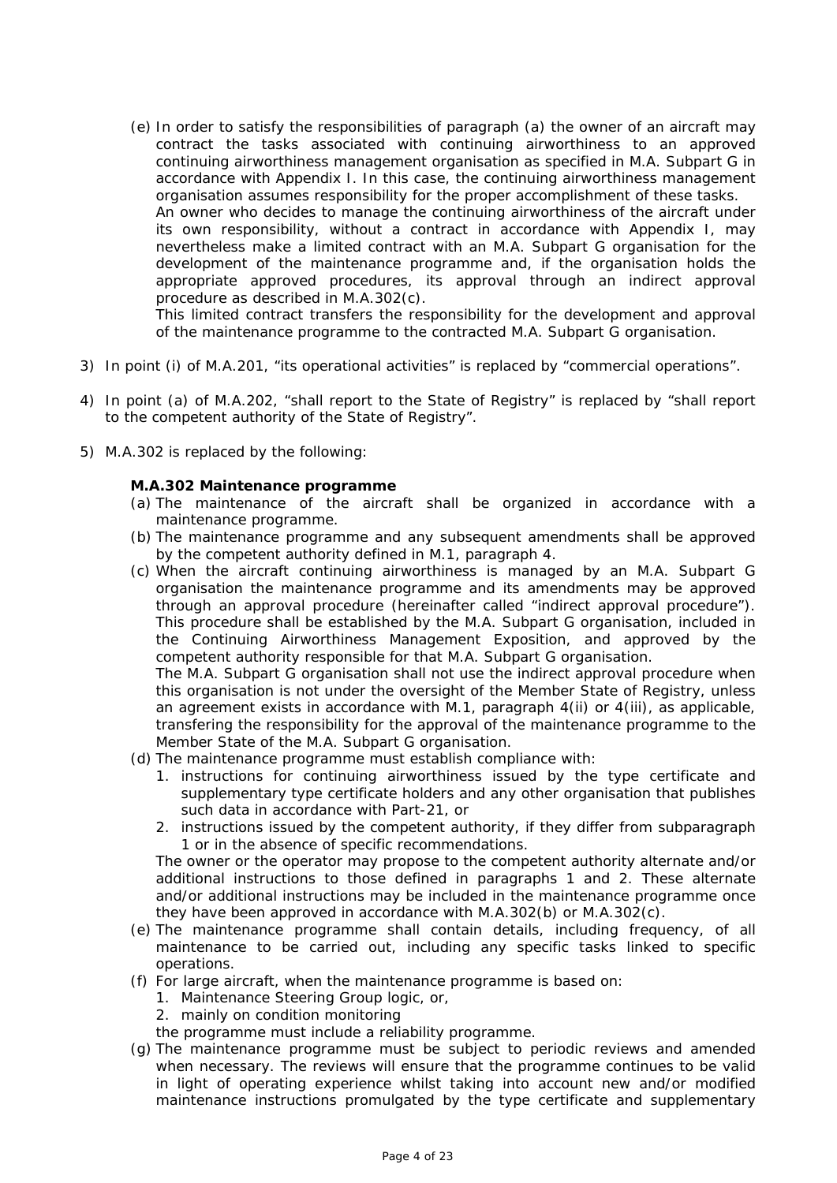(e) In order to satisfy the responsibilities of paragraph (a) the owner of an aircraft may contract the tasks associated with continuing airworthiness to an approved continuing airworthiness management organisation as specified in M.A. Subpart G in accordance with Appendix I. In this case, the continuing airworthiness management organisation assumes responsibility for the proper accomplishment of these tasks.
An owner who decides to manage the continuing airworthiness of the aircraft under its own responsibility, without a contract in accordance with Appendix I, may nevertheless make a limited contract with an M.A. Subpart G organisation for the development of the maintenance programme and, if the organisation holds the appropriate approved procedures, its approval through an indirect approval procedure as described in M.A.302(c).
This limited contract transfers the responsibility for the development and approval of the maintenance programme to the contracted M.A. Subpart G organisation.

3) In point (i) of M.A.201, "its operational activities" is replaced by "commercial operations".

4) In point (a) of M.A.202, "shall report to the State of Registry" is replaced by "shall report to the competent authority of the State of Registry".

5) M.A.302 is replaced by the following:

**M.A.302 Maintenance programme**

(a) The maintenance of the aircraft shall be organized in accordance with a maintenance programme.

(b) The maintenance programme and any subsequent amendments shall be approved by the competent authority defined in M.1, paragraph 4.

(c) When the aircraft continuing airworthiness is managed by an M.A. Subpart G organisation the maintenance programme and its amendments may be approved through an approval procedure (hereinafter called "indirect approval procedure"). This procedure shall be established by the M.A. Subpart G organisation, included in the Continuing Airworthiness Management Exposition, and approved by the competent authority responsible for that M.A. Subpart G organisation.
The M.A. Subpart G organisation shall not use the indirect approval procedure when this organisation is not under the oversight of the Member State of Registry, unless an agreement exists in accordance with M.1, paragraph 4(ii) or 4(iii), as applicable, transfering the responsibility for the approval of the maintenance programme to the Member State of the M.A. Subpart G organisation.

(d) The maintenance programme must establish compliance with:
   1. instructions for continuing airworthiness issued by the type certificate and supplementary type certificate holders and any other organisation that publishes such data in accordance with Part-21, or
   2. instructions issued by the competent authority, if they differ from subparagraph 1 or in the absence of specific recommendations.

   The owner or the operator may propose to the competent authority alternate and/or additional instructions to those defined in paragraphs 1 and 2. These alternate and/or additional instructions may be included in the maintenance programme once they have been approved in accordance with M.A.302(b) or M.A.302(c).

(e) The maintenance programme shall contain details, including frequency, of all maintenance to be carried out, including any specific tasks linked to specific operations.

(f) For large aircraft, when the maintenance programme is based on:
   1. Maintenance Steering Group logic, or,
   2. mainly on condition monitoring

   the programme must include a reliability programme.

(g) The maintenance programme must be subject to periodic reviews and amended when necessary. The reviews will ensure that the programme continues to be valid in light of operating experience whilst taking into account new and/or modified maintenance instructions promulgated by the type certificate and supplementary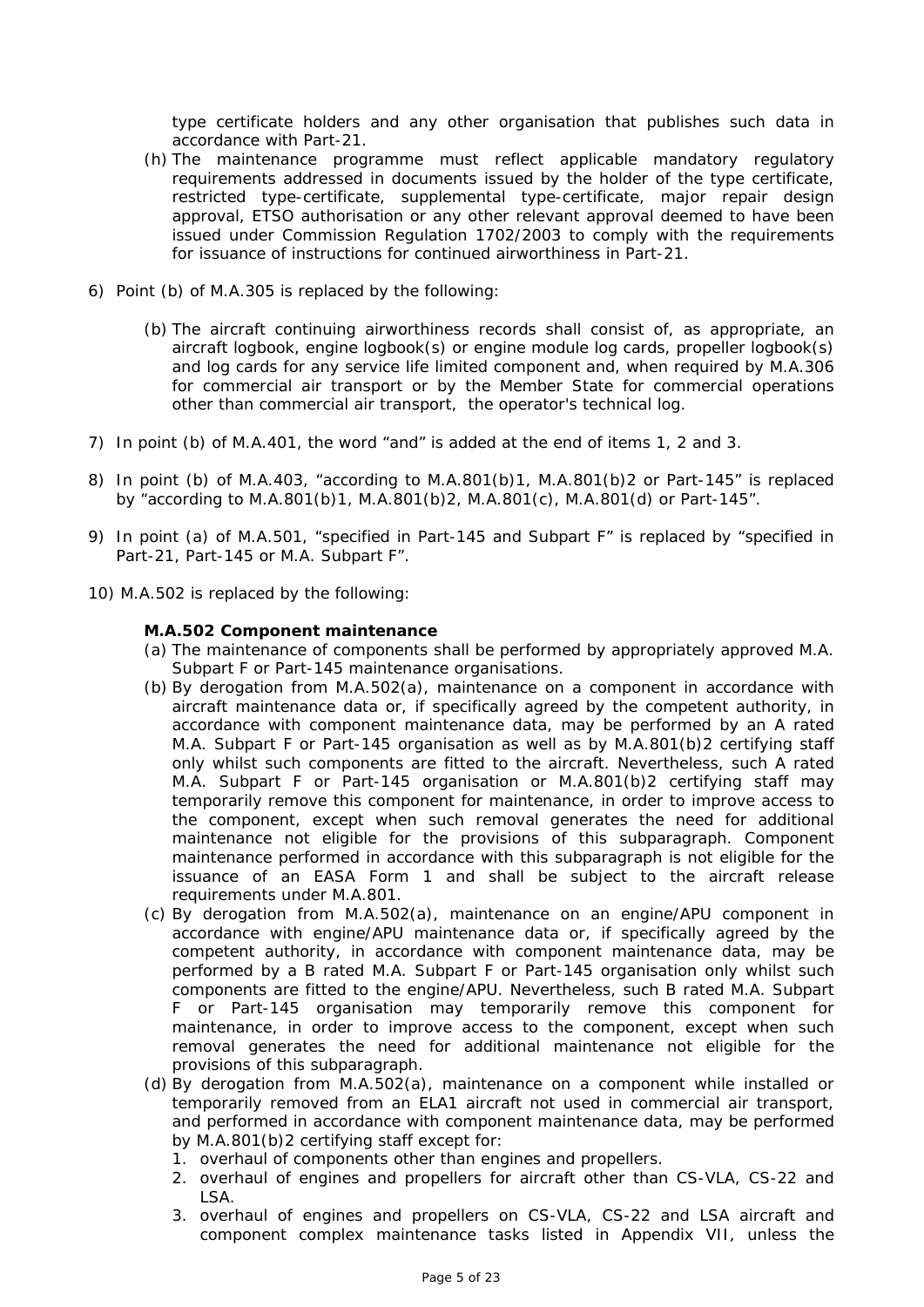type certificate holders and any other organisation that publishes such data in accordance with Part-21.

(h) The maintenance programme must reflect applicable mandatory regulatory requirements addressed in documents issued by the holder of the type certificate, restricted type-certificate, supplemental type-certificate, major repair design approval, ETSO authorisation or any other relevant approval deemed to have been issued under Commission Regulation 1702/2003 to comply with the requirements for issuance of instructions for continued airworthiness in Part-21.

6) Point (b) of M.A.305 is replaced by the following:

   (b) The aircraft continuing airworthiness records shall consist of, as appropriate, an aircraft logbook, engine logbook(s) or engine module log cards, propeller logbook(s) and log cards for any service life limited component and, when required by M.A.306 for commercial air transport or by the Member State for commercial operations other than commercial air transport, the operator's technical log.

7) In point (b) of M.A.401, the word "and" is added at the end of items 1, 2 and 3.

8) In point (b) of M.A.403, "according to M.A.801(b)1, M.A.801(b)2 or Part-145" is replaced by "according to M.A.801(b)1, M.A.801(b)2, M.A.801(c), M.A.801(d) or Part-145".

9) In point (a) of M.A.501, "specified in Part-145 and Subpart F" is replaced by "specified in Part-21, Part-145 or M.A. Subpart F".

10) M.A.502 is replaced by the following:

   **M.A.502 Component maintenance**

   (a) The maintenance of components shall be performed by appropriately approved M.A. Subpart F or Part-145 maintenance organisations.

   (b) By derogation from M.A.502(a), maintenance on a component in accordance with aircraft maintenance data or, if specifically agreed by the competent authority, in accordance with component maintenance data, may be performed by an A rated M.A. Subpart F or Part-145 organisation as well as by M.A.801(b)2 certifying staff only whilst such components are fitted to the aircraft. Nevertheless, such A rated M.A. Subpart F or Part-145 organisation or M.A.801(b)2 certifying staff may temporarily remove this component for maintenance, in order to improve access to the component, except when such removal generates the need for additional maintenance not eligible for the provisions of this subparagraph. Component maintenance performed in accordance with this subparagraph is not eligible for the issuance of an EASA Form 1 and shall be subject to the aircraft release requirements under M.A.801.

   (c) By derogation from M.A.502(a), maintenance on an engine/APU component in accordance with engine/APU maintenance data or, if specifically agreed by the competent authority, in accordance with component maintenance data, may be performed by a B rated M.A. Subpart F or Part-145 organisation only whilst such components are fitted to the engine/APU. Nevertheless, such B rated M.A. Subpart F or Part-145 organisation may temporarily remove this component for maintenance, in order to improve access to the component, except when such removal generates the need for additional maintenance not eligible for the provisions of this subparagraph.

   (d) By derogation from M.A.502(a), maintenance on a component while installed or temporarily removed from an ELA1 aircraft not used in commercial air transport, and performed in accordance with component maintenance data, may be performed by M.A.801(b)2 certifying staff except for:

      1. overhaul of components other than engines and propellers.
      2. overhaul of engines and propellers for aircraft other than CS-VLA, CS-22 and LSA.
      3. overhaul of engines and propellers on CS-VLA, CS-22 and LSA aircraft and component complex maintenance tasks listed in Appendix VII, unless the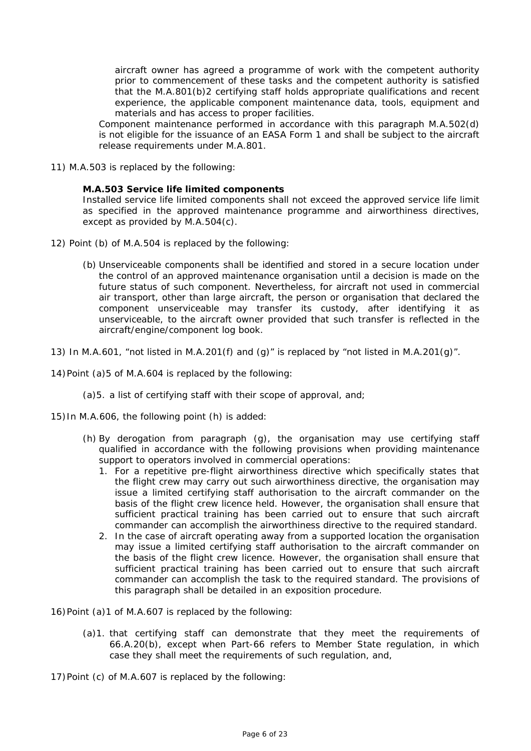aircraft owner has agreed a programme of work with the competent authority prior to commencement of these tasks and the competent authority is satisfied that the M.A.801(b)2 certifying staff holds appropriate qualifications and recent experience, the applicable component maintenance data, tools, equipment and materials and has access to proper facilities.

Component maintenance performed in accordance with this paragraph M.A.502(d) is not eligible for the issuance of an EASA Form 1 and shall be subject to the aircraft release requirements under M.A.801.

11) M.A.503 is replaced by the following:

**M.A.503 Service life limited components**

Installed service life limited components shall not exceed the approved service life limit as specified in the approved maintenance programme and airworthiness directives, except as provided by M.A.504(c).

12) Point (b) of M.A.504 is replaced by the following:

(b) Unserviceable components shall be identified and stored in a secure location under the control of an approved maintenance organisation until a decision is made on the future status of such component. Nevertheless, for aircraft not used in commercial air transport, other than large aircraft, the person or organisation that declared the component unserviceable may transfer its custody, after identifying it as unserviceable, to the aircraft owner provided that such transfer is reflected in the aircraft/engine/component log book.

13) In M.A.601, "not listed in M.A.201(f) and (g)" is replaced by "not listed in M.A.201(g)".

14) Point (a)5 of M.A.604 is replaced by the following:

(a)5. a list of certifying staff with their scope of approval, and;

15) In M.A.606, the following point (h) is added:

(h) By derogation from paragraph (g), the organisation may use certifying staff qualified in accordance with the following provisions when providing maintenance support to operators involved in commercial operations:

1. For a repetitive pre-flight airworthiness directive which specifically states that the flight crew may carry out such airworthiness directive, the organisation may issue a limited certifying staff authorisation to the aircraft commander on the basis of the flight crew licence held. However, the organisation shall ensure that sufficient practical training has been carried out to ensure that such aircraft commander can accomplish the airworthiness directive to the required standard.
2. In the case of aircraft operating away from a supported location the organisation may issue a limited certifying staff authorisation to the aircraft commander on the basis of the flight crew licence. However, the organisation shall ensure that sufficient practical training has been carried out to ensure that such aircraft commander can accomplish the task to the required standard. The provisions of this paragraph shall be detailed in an exposition procedure.

16) Point (a)1 of M.A.607 is replaced by the following:

(a)1. that certifying staff can demonstrate that they meet the requirements of 66.A.20(b), except when Part-66 refers to Member State regulation, in which case they shall meet the requirements of such regulation, and,

17) Point (c) of M.A.607 is replaced by the following: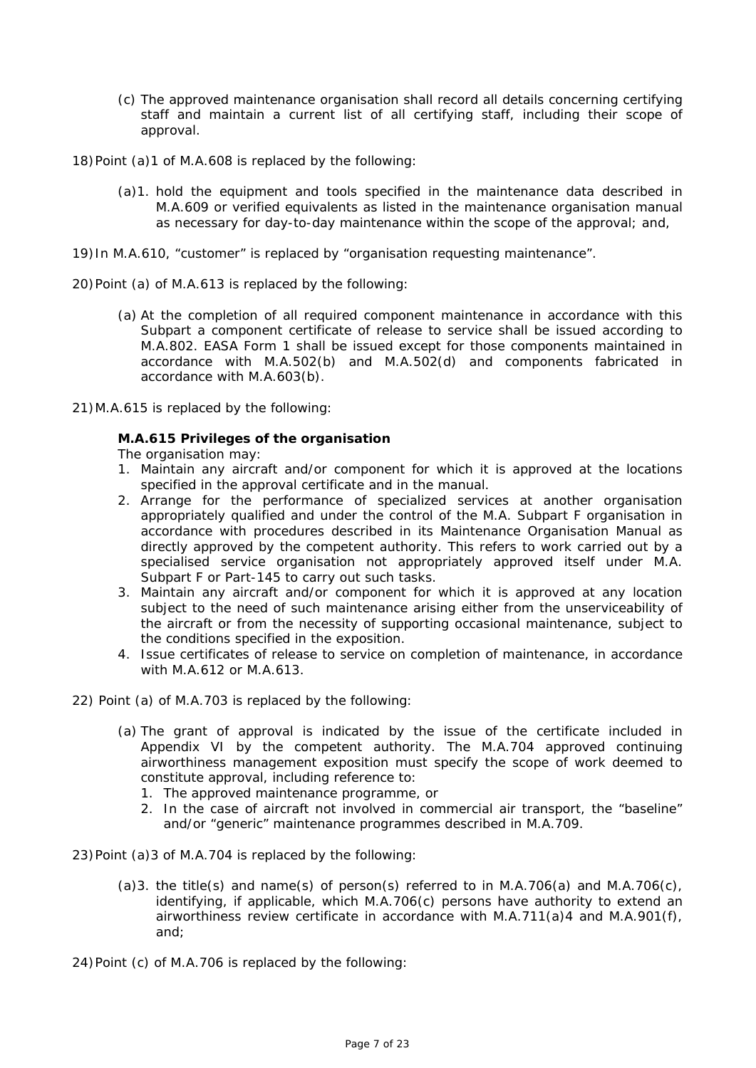(c) The approved maintenance organisation shall record all details concerning certifying staff and maintain a current list of all certifying staff, including their scope of approval.

18) Point (a)1 of M.A.608 is replaced by the following:

(a)1. hold the equipment and tools specified in the maintenance data described in M.A.609 or verified equivalents as listed in the maintenance organisation manual as necessary for day-to-day maintenance within the scope of the approval; and,

19) In M.A.610, "customer" is replaced by "organisation requesting maintenance".

20) Point (a) of M.A.613 is replaced by the following:

(a) At the completion of all required component maintenance in accordance with this Subpart a component certificate of release to service shall be issued according to M.A.802. EASA Form 1 shall be issued except for those components maintained in accordance with M.A.502(b) and M.A.502(d) and components fabricated in accordance with M.A.603(b).

21) M.A.615 is replaced by the following:

**M.A.615 Privileges of the organisation**

The organisation may:

1. Maintain any aircraft and/or component for which it is approved at the locations specified in the approval certificate and in the manual.
2. Arrange for the performance of specialized services at another organisation appropriately qualified and under the control of the M.A. Subpart F organisation in accordance with procedures described in its Maintenance Organisation Manual as directly approved by the competent authority. This refers to work carried out by a specialised service organisation not appropriately approved itself under M.A. Subpart F or Part-145 to carry out such tasks.
3. Maintain any aircraft and/or component for which it is approved at any location subject to the need of such maintenance arising either from the unserviceability of the aircraft or from the necessity of supporting occasional maintenance, subject to the conditions specified in the exposition.
4. Issue certificates of release to service on completion of maintenance, in accordance with M.A.612 or M.A.613.

22) Point (a) of M.A.703 is replaced by the following:

(a) The grant of approval is indicated by the issue of the certificate included in Appendix VI by the competent authority. The M.A.704 approved continuing airworthiness management exposition must specify the scope of work deemed to constitute approval, including reference to:
   1. The approved maintenance programme, or
   2. In the case of aircraft not involved in commercial air transport, the "baseline" and/or "generic" maintenance programmes described in M.A.709.

23) Point (a)3 of M.A.704 is replaced by the following:

(a)3. the title(s) and name(s) of person(s) referred to in M.A.706(a) and M.A.706(c), identifying, if applicable, which M.A.706(c) persons have authority to extend an airworthiness review certificate in accordance with M.A.711(a)4 and M.A.901(f), and;

24) Point (c) of M.A.706 is replaced by the following: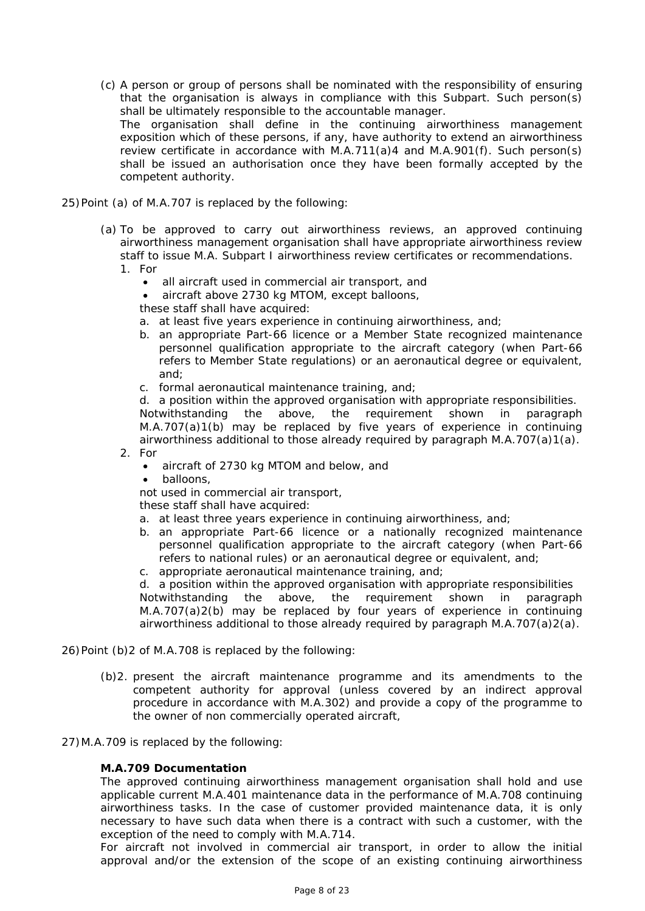(c) A person or group of persons shall be nominated with the responsibility of ensuring that the organisation is always in compliance with this Subpart. Such person(s) shall be ultimately responsible to the accountable manager.
The organisation shall define in the continuing airworthiness management exposition which of these persons, if any, have authority to extend an airworthiness review certificate in accordance with M.A.711(a)4 and M.A.901(f). Such person(s) shall be issued an authorisation once they have been formally accepted by the competent authority.

25) Point (a) of M.A.707 is replaced by the following:

(a) To be approved to carry out airworthiness reviews, an approved continuing airworthiness management organisation shall have appropriate airworthiness review staff to issue M.A. Subpart I airworthiness review certificates or recommendations.

1. For
   - all aircraft used in commercial air transport, and
   - aircraft above 2730 kg MTOM, except balloons,

   these staff shall have acquired:

   a. at least five years experience in continuing airworthiness, and;
   b. an appropriate Part-66 licence or a Member State recognized maintenance personnel qualification appropriate to the aircraft category (when Part-66 refers to Member State regulations) or an aeronautical degree or equivalent, and;
   c. formal aeronautical maintenance training, and;
   d. a position within the approved organisation with appropriate responsibilities.

   Notwithstanding the above, the requirement shown in paragraph M.A.707(a)1(b) may be replaced by five years of experience in continuing airworthiness additional to those already required by paragraph M.A.707(a)1(a).

2. For
   - aircraft of 2730 kg MTOM and below, and
   - balloons,

   not used in commercial air transport,
   these staff shall have acquired:

   a. at least three years experience in continuing airworthiness, and;
   b. an appropriate Part-66 licence or a nationally recognized maintenance personnel qualification appropriate to the aircraft category (when Part-66 refers to national rules) or an aeronautical degree or equivalent, and;
   c. appropriate aeronautical maintenance training, and;
   d. a position within the approved organisation with appropriate responsibilities

   Notwithstanding the above, the requirement shown in paragraph M.A.707(a)2(b) may be replaced by four years of experience in continuing airworthiness additional to those already required by paragraph M.A.707(a)2(a).

26) Point (b)2 of M.A.708 is replaced by the following:

(b)2. present the aircraft maintenance programme and its amendments to the competent authority for approval (unless covered by an indirect approval procedure in accordance with M.A.302) and provide a copy of the programme to the owner of non commercially operated aircraft,

27) M.A.709 is replaced by the following:

**M.A.709 Documentation**

The approved continuing airworthiness management organisation shall hold and use applicable current M.A.401 maintenance data in the performance of M.A.708 continuing airworthiness tasks. In the case of customer provided maintenance data, it is only necessary to have such data when there is a contract with such a customer, with the exception of the need to comply with M.A.714.

For aircraft not involved in commercial air transport, in order to allow the initial approval and/or the extension of the scope of an existing continuing airworthiness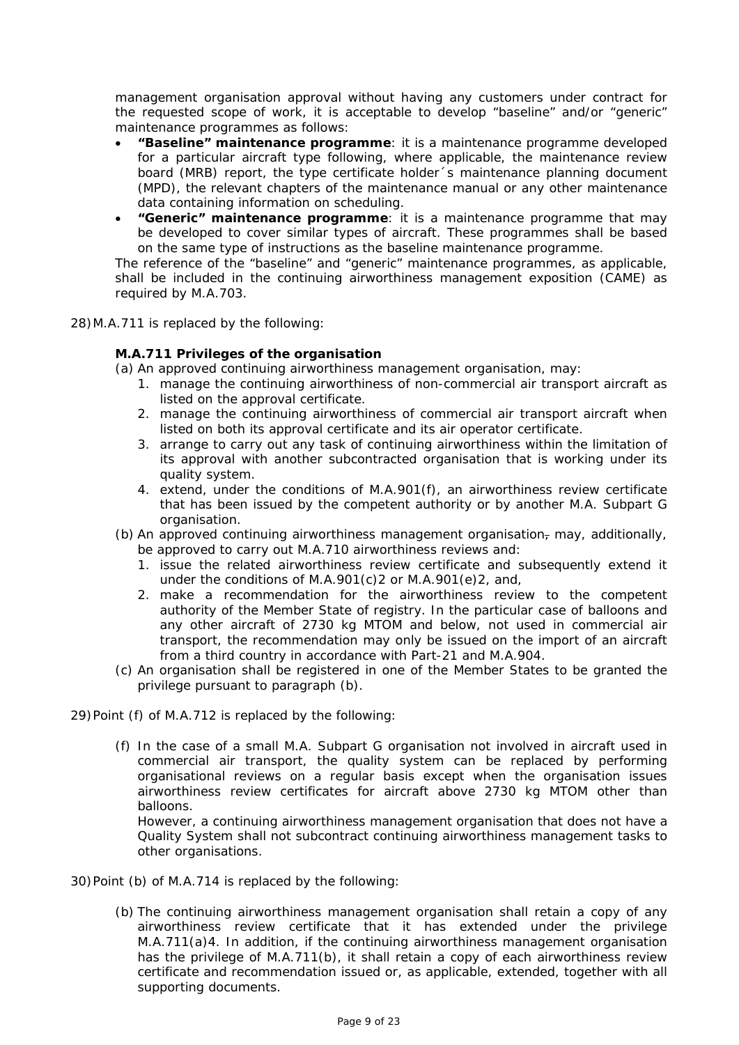management organisation approval without having any customers under contract for the requested scope of work, it is acceptable to develop "baseline" and/or "generic" maintenance programmes as follows:

- **"Baseline" maintenance programme**: it is a maintenance programme developed for a particular aircraft type following, where applicable, the maintenance review board (MRB) report, the type certificate holder´s maintenance planning document (MPD), the relevant chapters of the maintenance manual or any other maintenance data containing information on scheduling.
- **"Generic" maintenance programme**: it is a maintenance programme that may be developed to cover similar types of aircraft. These programmes shall be based on the same type of instructions as the baseline maintenance programme.

The reference of the "baseline" and "generic" maintenance programmes, as applicable, shall be included in the continuing airworthiness management exposition (CAME) as required by M.A.703.

28) M.A.711 is replaced by the following:

**M.A.711 Privileges of the organisation**

(a) An approved continuing airworthiness management organisation, may:
   1. manage the continuing airworthiness of non-commercial air transport aircraft as listed on the approval certificate.
   2. manage the continuing airworthiness of commercial air transport aircraft when listed on both its approval certificate and its air operator certificate.
   3. arrange to carry out any task of continuing airworthiness within the limitation of its approval with another subcontracted organisation that is working under its quality system.
   4. extend, under the conditions of M.A.901(f), an airworthiness review certificate that has been issued by the competent authority or by another M.A. Subpart G organisation.

(b) An approved continuing airworthiness management organisation~~,~~ may, additionally, be approved to carry out M.A.710 airworthiness reviews and:
   1. issue the related airworthiness review certificate and subsequently extend it under the conditions of M.A.901(c)2 or M.A.901(e)2, and,
   2. make a recommendation for the airworthiness review to the competent authority of the Member State of registry. In the particular case of balloons and any other aircraft of 2730 kg MTOM and below, not used in commercial air transport, the recommendation may only be issued on the import of an aircraft from a third country in accordance with Part-21 and M.A.904.

(c) An organisation shall be registered in one of the Member States to be granted the privilege pursuant to paragraph (b).

29) Point (f) of M.A.712 is replaced by the following:

(f) In the case of a small M.A. Subpart G organisation not involved in aircraft used in commercial air transport, the quality system can be replaced by performing organisational reviews on a regular basis except when the organisation issues airworthiness review certificates for aircraft above 2730 kg MTOM other than balloons.
However, a continuing airworthiness management organisation that does not have a Quality System shall not subcontract continuing airworthiness management tasks to other organisations.

30) Point (b) of M.A.714 is replaced by the following:

(b) The continuing airworthiness management organisation shall retain a copy of any airworthiness review certificate that it has extended under the privilege M.A.711(a)4. In addition, if the continuing airworthiness management organisation has the privilege of M.A.711(b), it shall retain a copy of each airworthiness review certificate and recommendation issued or, as applicable, extended, together with all supporting documents.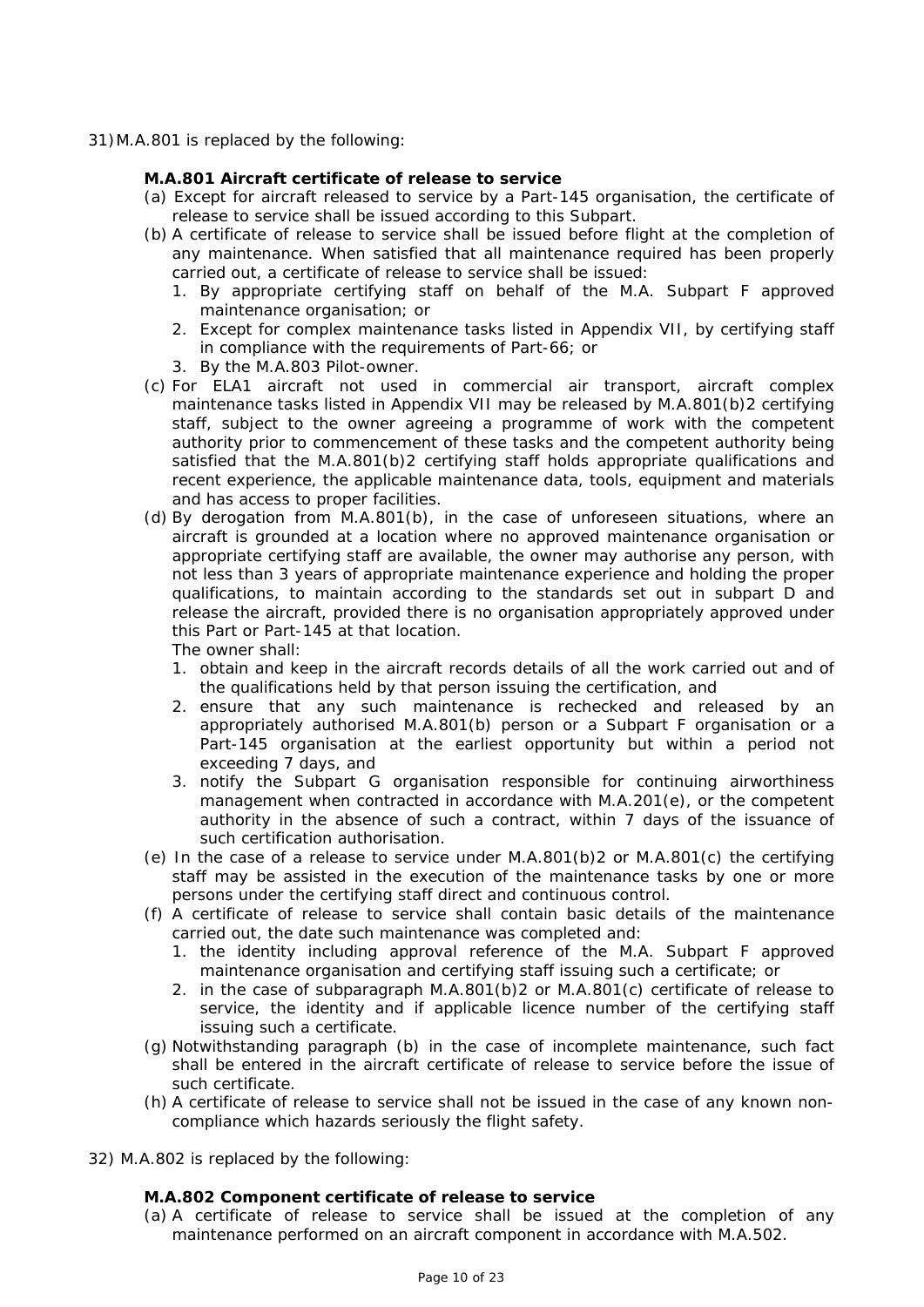31) M.A.801 is replaced by the following:

**M.A.801 Aircraft certificate of release to service**

(a) Except for aircraft released to service by a Part-145 organisation, the certificate of release to service shall be issued according to this Subpart.

(b) A certificate of release to service shall be issued before flight at the completion of any maintenance. When satisfied that all maintenance required has been properly carried out, a certificate of release to service shall be issued:

   1. By appropriate certifying staff on behalf of the M.A. Subpart F approved maintenance organisation; or
   2. Except for complex maintenance tasks listed in Appendix VII, by certifying staff in compliance with the requirements of Part-66; or
   3. By the M.A.803 Pilot-owner.

(c) For ELA1 aircraft not used in commercial air transport, aircraft complex maintenance tasks listed in Appendix VII may be released by M.A.801(b)2 certifying staff, subject to the owner agreeing a programme of work with the competent authority prior to commencement of these tasks and the competent authority being satisfied that the M.A.801(b)2 certifying staff holds appropriate qualifications and recent experience, the applicable maintenance data, tools, equipment and materials and has access to proper facilities.

(d) By derogation from M.A.801(b), in the case of unforeseen situations, where an aircraft is grounded at a location where no approved maintenance organisation or appropriate certifying staff are available, the owner may authorise any person, with not less than 3 years of appropriate maintenance experience and holding the proper qualifications, to maintain according to the standards set out in subpart D and release the aircraft, provided there is no organisation appropriately approved under this Part or Part-145 at that location.

   The owner shall:

   1. obtain and keep in the aircraft records details of all the work carried out and of the qualifications held by that person issuing the certification, and
   2. ensure that any such maintenance is rechecked and released by an appropriately authorised M.A.801(b) person or a Subpart F organisation or a Part-145 organisation at the earliest opportunity but within a period not exceeding 7 days, and
   3. notify the Subpart G organisation responsible for continuing airworthiness management when contracted in accordance with M.A.201(e), or the competent authority in the absence of such a contract, within 7 days of the issuance of such certification authorisation.

(e) In the case of a release to service under M.A.801(b)2 or M.A.801(c) the certifying staff may be assisted in the execution of the maintenance tasks by one or more persons under the certifying staff direct and continuous control.

(f) A certificate of release to service shall contain basic details of the maintenance carried out, the date such maintenance was completed and:

   1. the identity including approval reference of the M.A. Subpart F approved maintenance organisation and certifying staff issuing such a certificate; or
   2. in the case of subparagraph M.A.801(b)2 or M.A.801(c) certificate of release to service, the identity and if applicable licence number of the certifying staff issuing such a certificate.

(g) Notwithstanding paragraph (b) in the case of incomplete maintenance, such fact shall be entered in the aircraft certificate of release to service before the issue of such certificate.

(h) A certificate of release to service shall not be issued in the case of any known non-compliance which hazards seriously the flight safety.

32) M.A.802 is replaced by the following:

**M.A.802 Component certificate of release to service**

(a) A certificate of release to service shall be issued at the completion of any maintenance performed on an aircraft component in accordance with M.A.502.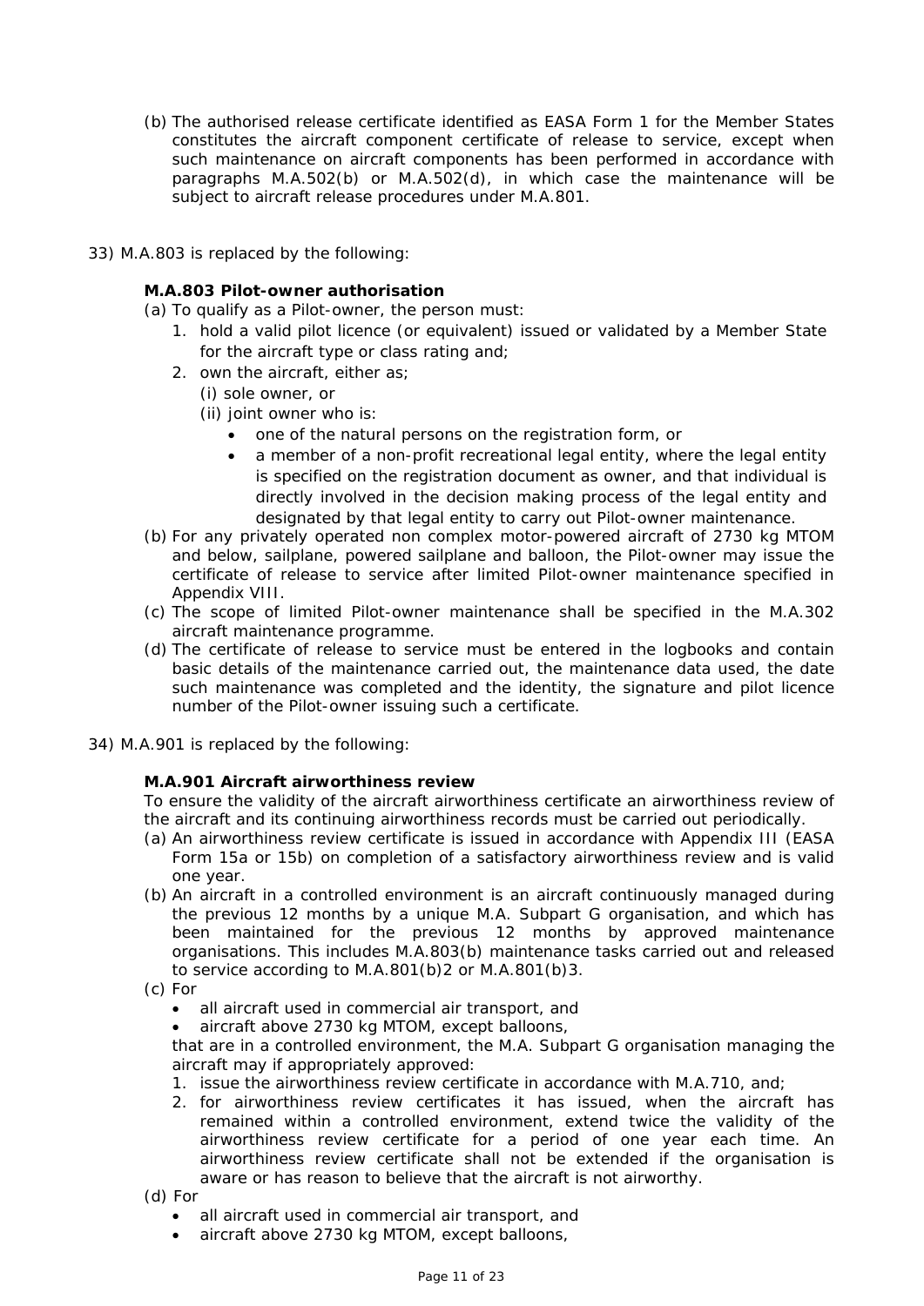(b) The authorised release certificate identified as EASA Form 1 for the Member States constitutes the aircraft component certificate of release to service, except when such maintenance on aircraft components has been performed in accordance with paragraphs M.A.502(b) or M.A.502(d), in which case the maintenance will be subject to aircraft release procedures under M.A.801.

33) M.A.803 is replaced by the following:

**M.A.803 Pilot-owner authorisation**

(a) To qualify as a Pilot-owner, the person must:
   1. hold a valid pilot licence (or equivalent) issued or validated by a Member State for the aircraft type or class rating and;
   2. own the aircraft, either as;
      (i) sole owner, or
      (ii) joint owner who is:
      - one of the natural persons on the registration form, or
      - a member of a non-profit recreational legal entity, where the legal entity is specified on the registration document as owner, and that individual is directly involved in the decision making process of the legal entity and designated by that legal entity to carry out Pilot-owner maintenance.

(b) For any privately operated non complex motor-powered aircraft of 2730 kg MTOM and below, sailplane, powered sailplane and balloon, the Pilot-owner may issue the certificate of release to service after limited Pilot-owner maintenance specified in Appendix VIII.

(c) The scope of limited Pilot-owner maintenance shall be specified in the M.A.302 aircraft maintenance programme.

(d) The certificate of release to service must be entered in the logbooks and contain basic details of the maintenance carried out, the maintenance data used, the date such maintenance was completed and the identity, the signature and pilot licence number of the Pilot-owner issuing such a certificate.

34) M.A.901 is replaced by the following:

**M.A.901 Aircraft airworthiness review**

To ensure the validity of the aircraft airworthiness certificate an airworthiness review of the aircraft and its continuing airworthiness records must be carried out periodically.

(a) An airworthiness review certificate is issued in accordance with Appendix III (EASA Form 15a or 15b) on completion of a satisfactory airworthiness review and is valid one year.

(b) An aircraft in a controlled environment is an aircraft continuously managed during the previous 12 months by a unique M.A. Subpart G organisation, and which has been maintained for the previous 12 months by approved maintenance organisations. This includes M.A.803(b) maintenance tasks carried out and released to service according to M.A.801(b)2 or M.A.801(b)3.

(c) For
   - all aircraft used in commercial air transport, and
   - aircraft above 2730 kg MTOM, except balloons,

   that are in a controlled environment, the M.A. Subpart G organisation managing the aircraft may if appropriately approved:
   1. issue the airworthiness review certificate in accordance with M.A.710, and;
   2. for airworthiness review certificates it has issued, when the aircraft has remained within a controlled environment, extend twice the validity of the airworthiness review certificate for a period of one year each time. An airworthiness review certificate shall not be extended if the organisation is aware or has reason to believe that the aircraft is not airworthy.

(d) For
   - all aircraft used in commercial air transport, and
   - aircraft above 2730 kg MTOM, except balloons,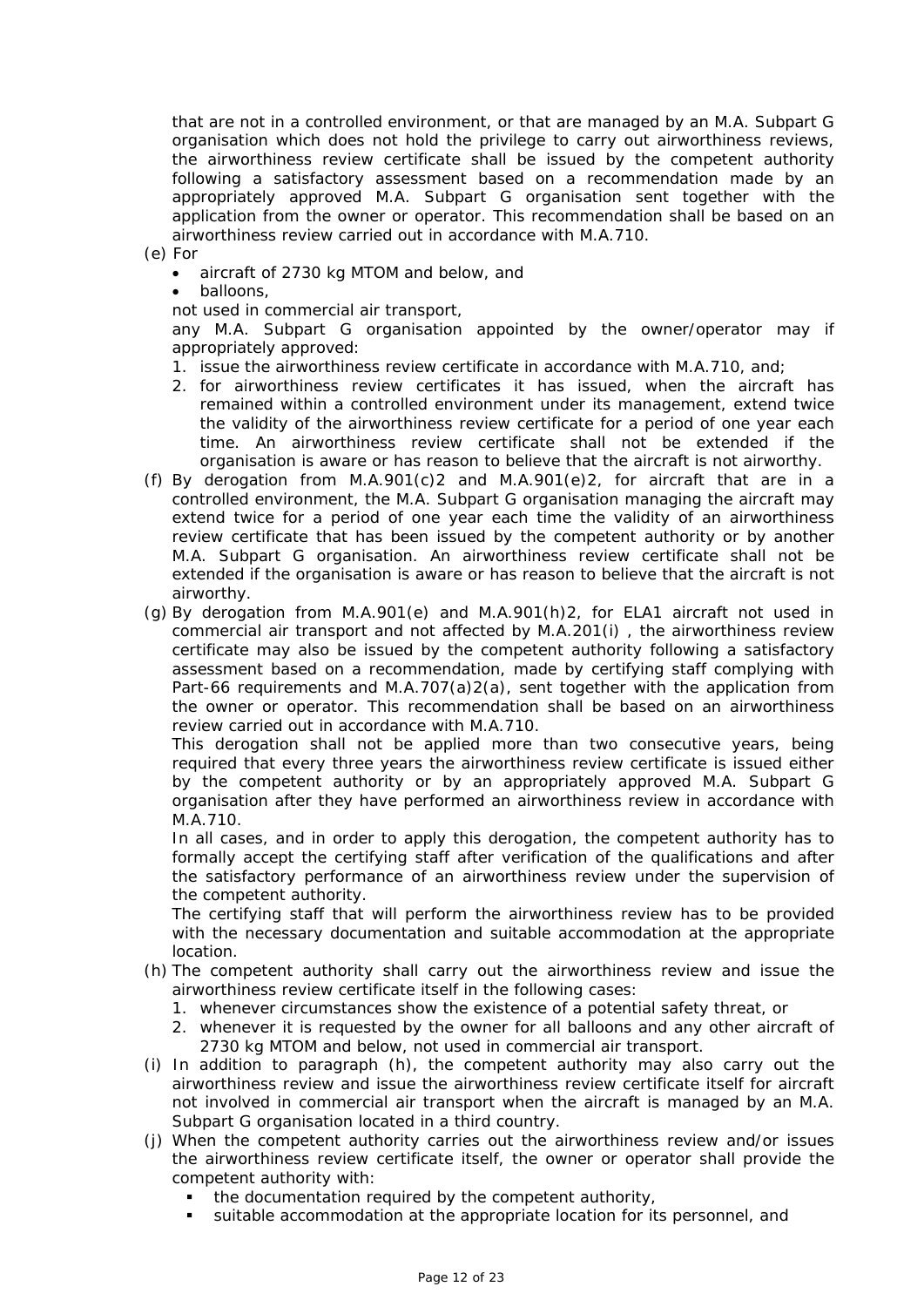that are not in a controlled environment, or that are managed by an M.A. Subpart G organisation which does not hold the privilege to carry out airworthiness reviews, the airworthiness review certificate shall be issued by the competent authority following a satisfactory assessment based on a recommendation made by an appropriately approved M.A. Subpart G organisation sent together with the application from the owner or operator. This recommendation shall be based on an airworthiness review carried out in accordance with M.A.710.

(e) For
- aircraft of 2730 kg MTOM and below, and
- balloons,

not used in commercial air transport,
any M.A. Subpart G organisation appointed by the owner/operator may if appropriately approved:
1. issue the airworthiness review certificate in accordance with M.A.710, and;
2. for airworthiness review certificates it has issued, when the aircraft has remained within a controlled environment under its management, extend twice the validity of the airworthiness review certificate for a period of one year each time. An airworthiness review certificate shall not be extended if the organisation is aware or has reason to believe that the aircraft is not airworthy.

(f) By derogation from M.A.901(c)2 and M.A.901(e)2, for aircraft that are in a controlled environment, the M.A. Subpart G organisation managing the aircraft may extend twice for a period of one year each time the validity of an airworthiness review certificate that has been issued by the competent authority or by another M.A. Subpart G organisation. An airworthiness review certificate shall not be extended if the organisation is aware or has reason to believe that the aircraft is not airworthy.

(g) By derogation from M.A.901(e) and M.A.901(h)2, for ELA1 aircraft not used in commercial air transport and not affected by M.A.201(i) , the airworthiness review certificate may also be issued by the competent authority following a satisfactory assessment based on a recommendation, made by certifying staff complying with Part-66 requirements and M.A.707(a)2(a), sent together with the application from the owner or operator. This recommendation shall be based on an airworthiness review carried out in accordance with M.A.710.

This derogation shall not be applied more than two consecutive years, being required that every three years the airworthiness review certificate is issued either by the competent authority or by an appropriately approved M.A. Subpart G organisation after they have performed an airworthiness review in accordance with M.A.710.

In all cases, and in order to apply this derogation, the competent authority has to formally accept the certifying staff after verification of the qualifications and after the satisfactory performance of an airworthiness review under the supervision of the competent authority.

The certifying staff that will perform the airworthiness review has to be provided with the necessary documentation and suitable accommodation at the appropriate location.

(h) The competent authority shall carry out the airworthiness review and issue the airworthiness review certificate itself in the following cases:
1. whenever circumstances show the existence of a potential safety threat, or
2. whenever it is requested by the owner for all balloons and any other aircraft of 2730 kg MTOM and below, not used in commercial air transport.

(i) In addition to paragraph (h), the competent authority may also carry out the airworthiness review and issue the airworthiness review certificate itself for aircraft not involved in commercial air transport when the aircraft is managed by an M.A. Subpart G organisation located in a third country.

(j) When the competent authority carries out the airworthiness review and/or issues the airworthiness review certificate itself, the owner or operator shall provide the competent authority with:
- the documentation required by the competent authority,
- suitable accommodation at the appropriate location for its personnel, and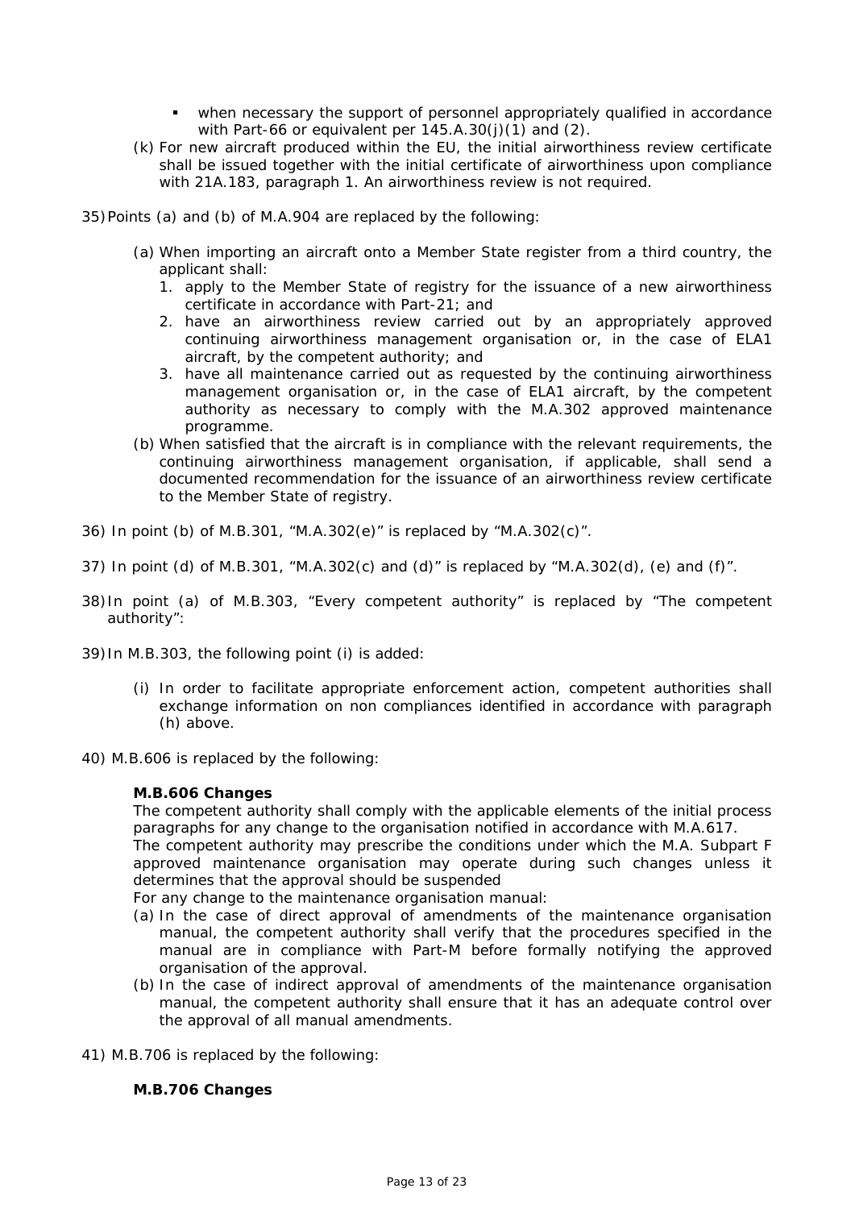- when necessary the support of personnel appropriately qualified in accordance with Part-66 or equivalent per 145.A.30(j)(1) and (2).

(k) For new aircraft produced within the EU, the initial airworthiness review certificate shall be issued together with the initial certificate of airworthiness upon compliance with 21A.183, paragraph 1. An airworthiness review is not required.

35) Points (a) and (b) of M.A.904 are replaced by the following:

(a) When importing an aircraft onto a Member State register from a third country, the applicant shall:
1. apply to the Member State of registry for the issuance of a new airworthiness certificate in accordance with Part-21; and
2. have an airworthiness review carried out by an appropriately approved continuing airworthiness management organisation or, in the case of ELA1 aircraft, by the competent authority; and
3. have all maintenance carried out as requested by the continuing airworthiness management organisation or, in the case of ELA1 aircraft, by the competent authority as necessary to comply with the M.A.302 approved maintenance programme.

(b) When satisfied that the aircraft is in compliance with the relevant requirements, the continuing airworthiness management organisation, if applicable, shall send a documented recommendation for the issuance of an airworthiness review certificate to the Member State of registry.

36) In point (b) of M.B.301, “M.A.302(e)” is replaced by “M.A.302(c)”.

37) In point (d) of M.B.301, “M.A.302(c) and (d)” is replaced by “M.A.302(d), (e) and (f)”.

38) In point (a) of M.B.303, “Every competent authority” is replaced by “The competent authority”:

39) In M.B.303, the following point (i) is added:

(i) In order to facilitate appropriate enforcement action, competent authorities shall exchange information on non compliances identified in accordance with paragraph (h) above.

40) M.B.606 is replaced by the following:

**M.B.606 Changes**

The competent authority shall comply with the applicable elements of the initial process paragraphs for any change to the organisation notified in accordance with M.A.617.

The competent authority may prescribe the conditions under which the M.A. Subpart F approved maintenance organisation may operate during such changes unless it determines that the approval should be suspended

For any change to the maintenance organisation manual:

(a) In the case of direct approval of amendments of the maintenance organisation manual, the competent authority shall verify that the procedures specified in the manual are in compliance with Part-M before formally notifying the approved organisation of the approval.

(b) In the case of indirect approval of amendments of the maintenance organisation manual, the competent authority shall ensure that it has an adequate control over the approval of all manual amendments.

41) M.B.706 is replaced by the following:

**M.B.706 Changes**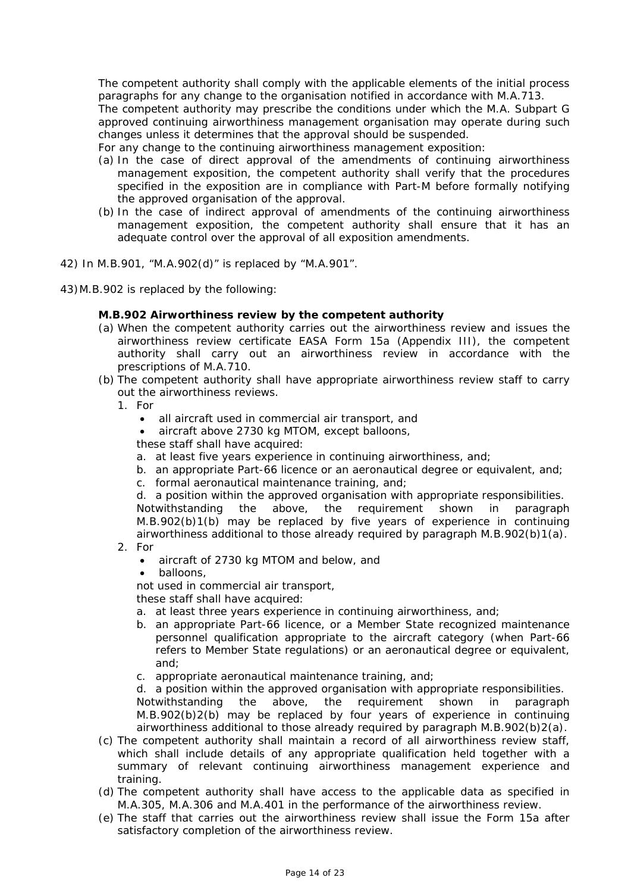The competent authority shall comply with the applicable elements of the initial process paragraphs for any change to the organisation notified in accordance with M.A.713.

The competent authority may prescribe the conditions under which the M.A. Subpart G approved continuing airworthiness management organisation may operate during such changes unless it determines that the approval should be suspended.

For any change to the continuing airworthiness management exposition:

(a) In the case of direct approval of the amendments of continuing airworthiness management exposition, the competent authority shall verify that the procedures specified in the exposition are in compliance with Part-M before formally notifying the approved organisation of the approval.

(b) In the case of indirect approval of amendments of the continuing airworthiness management exposition, the competent authority shall ensure that it has an adequate control over the approval of all exposition amendments.

42) In M.B.901, "M.A.902(d)" is replaced by "M.A.901".

43) M.B.902 is replaced by the following:

**M.B.902 Airworthiness review by the competent authority**

(a) When the competent authority carries out the airworthiness review and issues the airworthiness review certificate EASA Form 15a (Appendix III), the competent authority shall carry out an airworthiness review in accordance with the prescriptions of M.A.710.

(b) The competent authority shall have appropriate airworthiness review staff to carry out the airworthiness reviews.

1. For
   - all aircraft used in commercial air transport, and
   - aircraft above 2730 kg MTOM, except balloons,

   these staff shall have acquired:

   a. at least five years experience in continuing airworthiness, and;

   b. an appropriate Part-66 licence or an aeronautical degree or equivalent, and;

   c. formal aeronautical maintenance training, and;

   d. a position within the approved organisation with appropriate responsibilities.

   Notwithstanding the above, the requirement shown in paragraph M.B.902(b)1(b) may be replaced by five years of experience in continuing airworthiness additional to those already required by paragraph M.B.902(b)1(a).

2. For
   - aircraft of 2730 kg MTOM and below, and
   - balloons,

   not used in commercial air transport,

   these staff shall have acquired:

   a. at least three years experience in continuing airworthiness, and;

   b. an appropriate Part-66 licence, or a Member State recognized maintenance personnel qualification appropriate to the aircraft category (when Part-66 refers to Member State regulations) or an aeronautical degree or equivalent, and;

   c. appropriate aeronautical maintenance training, and;

   d. a position within the approved organisation with appropriate responsibilities.

   Notwithstanding the above, the requirement shown in paragraph M.B.902(b)2(b) may be replaced by four years of experience in continuing airworthiness additional to those already required by paragraph M.B.902(b)2(a).

(c) The competent authority shall maintain a record of all airworthiness review staff, which shall include details of any appropriate qualification held together with a summary of relevant continuing airworthiness management experience and training.

(d) The competent authority shall have access to the applicable data as specified in M.A.305, M.A.306 and M.A.401 in the performance of the airworthiness review.

(e) The staff that carries out the airworthiness review shall issue the Form 15a after satisfactory completion of the airworthiness review.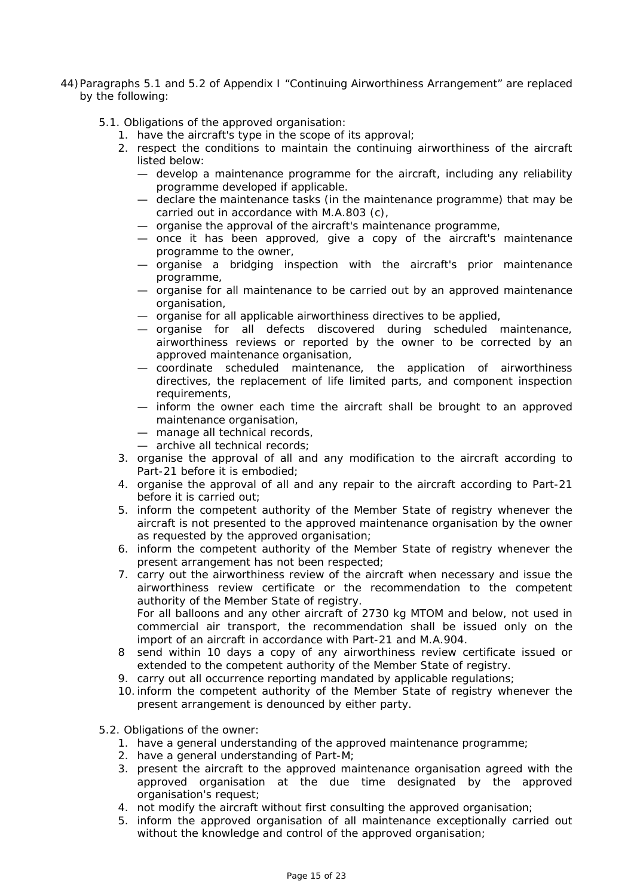44) Paragraphs 5.1 and 5.2 of Appendix I “Continuing Airworthiness Arrangement” are replaced by the following:

5.1. Obligations of the approved organisation:

1. have the aircraft's type in the scope of its approval;
2. respect the conditions to maintain the continuing airworthiness of the aircraft listed below:
   - — develop a maintenance programme for the aircraft, including any reliability programme developed if applicable.
   - — declare the maintenance tasks (in the maintenance programme) that may be carried out in accordance with M.A.803 (c),
   - — organise the approval of the aircraft's maintenance programme,
   - — once it has been approved, give a copy of the aircraft's maintenance programme to the owner,
   - — organise a bridging inspection with the aircraft's prior maintenance programme,
   - — organise for all maintenance to be carried out by an approved maintenance organisation,
   - — organise for all applicable airworthiness directives to be applied,
   - — organise for all defects discovered during scheduled maintenance, airworthiness reviews or reported by the owner to be corrected by an approved maintenance organisation,
   - — coordinate scheduled maintenance, the application of airworthiness directives, the replacement of life limited parts, and component inspection requirements,
   - — inform the owner each time the aircraft shall be brought to an approved maintenance organisation,
   - — manage all technical records,
   - — archive all technical records;
3. organise the approval of all and any modification to the aircraft according to Part-21 before it is embodied;
4. organise the approval of all and any repair to the aircraft according to Part-21 before it is carried out;
5. inform the competent authority of the Member State of registry whenever the aircraft is not presented to the approved maintenance organisation by the owner as requested by the approved organisation;
6. inform the competent authority of the Member State of registry whenever the present arrangement has not been respected;
7. carry out the airworthiness review of the aircraft when necessary and issue the airworthiness review certificate or the recommendation to the competent authority of the Member State of registry.
   For all balloons and any other aircraft of 2730 kg MTOM and below, not used in commercial air transport, the recommendation shall be issued only on the import of an aircraft in accordance with Part-21 and M.A.904.
8. send within 10 days a copy of any airworthiness review certificate issued or extended to the competent authority of the Member State of registry.
9. carry out all occurrence reporting mandated by applicable regulations;
10. inform the competent authority of the Member State of registry whenever the present arrangement is denounced by either party.

5.2. Obligations of the owner:

1. have a general understanding of the approved maintenance programme;
2. have a general understanding of Part-M;
3. present the aircraft to the approved maintenance organisation agreed with the approved organisation at the due time designated by the approved organisation's request;
4. not modify the aircraft without first consulting the approved organisation;
5. inform the approved organisation of all maintenance exceptionally carried out without the knowledge and control of the approved organisation;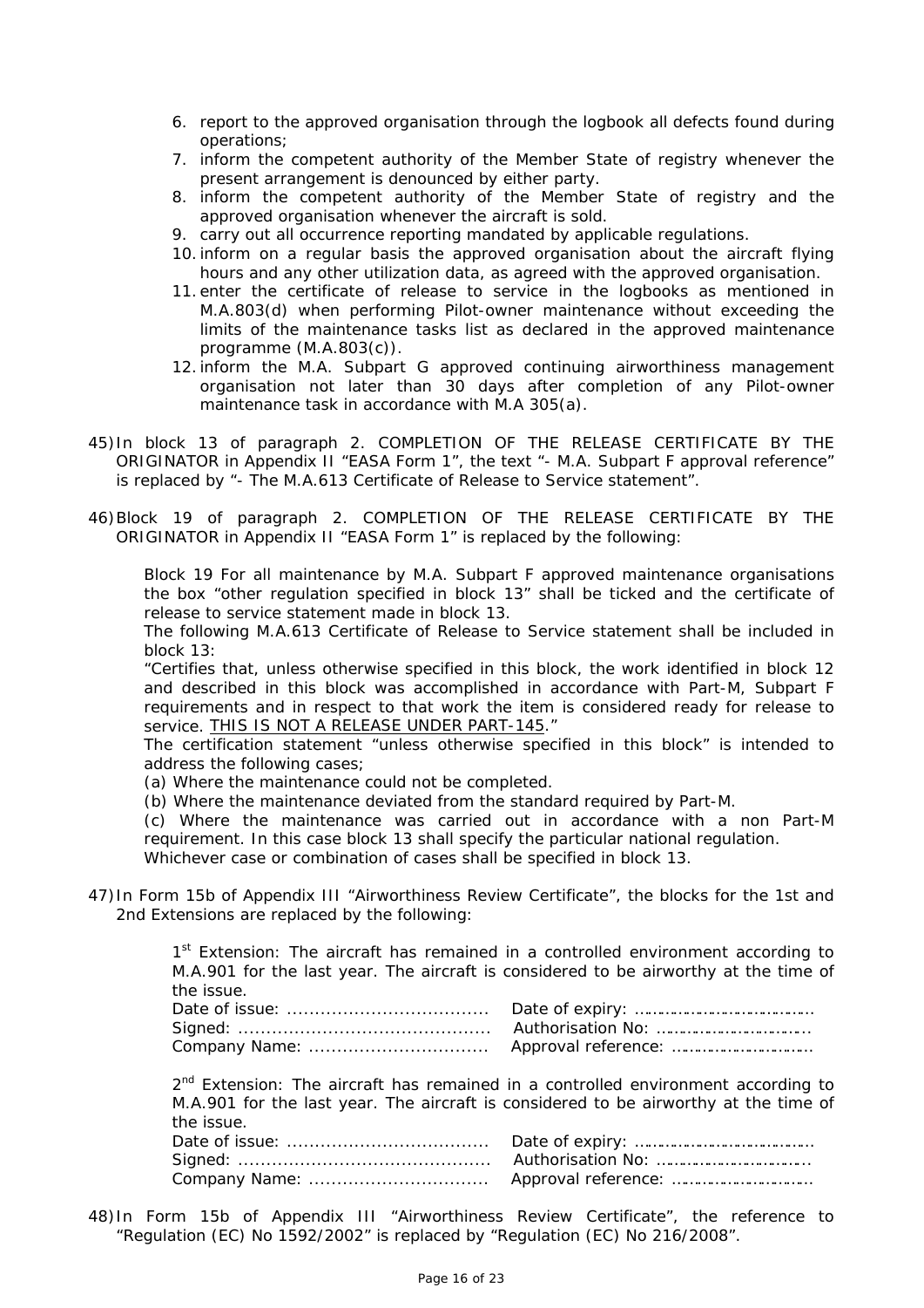6. report to the approved organisation through the logbook all defects found during operations;
7. inform the competent authority of the Member State of registry whenever the present arrangement is denounced by either party.
8. inform the competent authority of the Member State of registry and the approved organisation whenever the aircraft is sold.
9. carry out all occurrence reporting mandated by applicable regulations.
10. inform on a regular basis the approved organisation about the aircraft flying hours and any other utilization data, as agreed with the approved organisation.
11. enter the certificate of release to service in the logbooks as mentioned in M.A.803(d) when performing Pilot-owner maintenance without exceeding the limits of the maintenance tasks list as declared in the approved maintenance programme (M.A.803(c)).
12. inform the M.A. Subpart G approved continuing airworthiness management organisation not later than 30 days after completion of any Pilot-owner maintenance task in accordance with M.A 305(a).

45) In block 13 of paragraph 2. COMPLETION OF THE RELEASE CERTIFICATE BY THE ORIGINATOR in Appendix II "EASA Form 1", the text "- M.A. Subpart F approval reference" is replaced by "- The M.A.613 Certificate of Release to Service statement".

46) Block 19 of paragraph 2. COMPLETION OF THE RELEASE CERTIFICATE BY THE ORIGINATOR in Appendix II "EASA Form 1" is replaced by the following:

Block 19 For all maintenance by M.A. Subpart F approved maintenance organisations the box "other regulation specified in block 13" shall be ticked and the certificate of release to service statement made in block 13.
The following M.A.613 Certificate of Release to Service statement shall be included in block 13:
"Certifies that, unless otherwise specified in this block, the work identified in block 12 and described in this block was accomplished in accordance with Part-M, Subpart F requirements and in respect to that work the item is considered ready for release to service. <u>THIS IS NOT A RELEASE UNDER PART-145</u>."
The certification statement "unless otherwise specified in this block" is intended to address the following cases;
(a) Where the maintenance could not be completed.
(b) Where the maintenance deviated from the standard required by Part-M.
(c) Where the maintenance was carried out in accordance with a non Part-M requirement. In this case block 13 shall specify the particular national regulation.
Whichever case or combination of cases shall be specified in block 13.

47) In Form 15b of Appendix III "Airworthiness Review Certificate", the blocks for the 1st and 2nd Extensions are replaced by the following:

1st Extension: The aircraft has remained in a controlled environment according to M.A.901 for the last year. The aircraft is considered to be airworthy at the time of the issue.
Date of issue: .................................... Date of expiry: ....................................
Signed: ............................................ Authorisation No: ................................
Company Name: ................................ Approval reference: ............................

2nd Extension: The aircraft has remained in a controlled environment according to M.A.901 for the last year. The aircraft is considered to be airworthy at the time of the issue.
Date of issue: .................................... Date of expiry: ....................................
Signed: ............................................ Authorisation No: ................................
Company Name: ................................ Approval reference: ............................

48) In Form 15b of Appendix III "Airworthiness Review Certificate", the reference to "Regulation (EC) No 1592/2002" is replaced by "Regulation (EC) No 216/2008".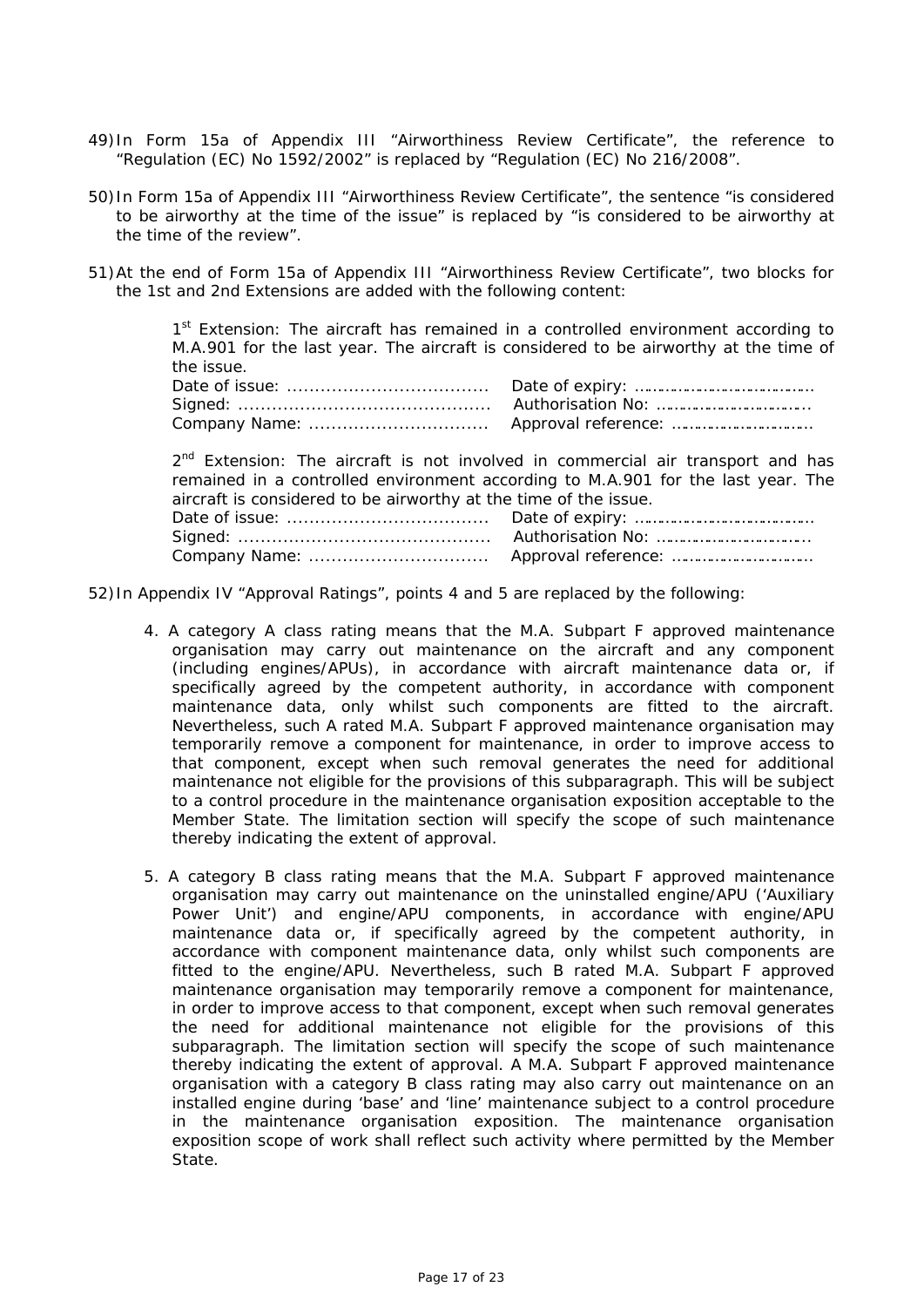49) In Form 15a of Appendix III "Airworthiness Review Certificate", the reference to "Regulation (EC) No 1592/2002" is replaced by "Regulation (EC) No 216/2008".

50) In Form 15a of Appendix III "Airworthiness Review Certificate", the sentence "is considered to be airworthy at the time of the issue" is replaced by "is considered to be airworthy at the time of the review".

51) At the end of Form 15a of Appendix III "Airworthiness Review Certificate", two blocks for the 1st and 2nd Extensions are added with the following content:

> 1st Extension: The aircraft has remained in a controlled environment according to M.A.901 for the last year. The aircraft is considered to be airworthy at the time of the issue.
>
> Date of issue: ....................................  Date of expiry: ....................................
>
> Signed: ............................................  Authorisation No: ................................
>
> Company Name: ................................  Approval reference: ............................
>
> 2nd Extension: The aircraft is not involved in commercial air transport and has remained in a controlled environment according to M.A.901 for the last year. The aircraft is considered to be airworthy at the time of the issue.
>
> Date of issue: ....................................  Date of expiry: ....................................
>
> Signed: ............................................  Authorisation No: ................................
>
> Company Name: ................................  Approval reference: ............................

52) In Appendix IV "Approval Ratings", points 4 and 5 are replaced by the following:

> 4. A category A class rating means that the M.A. Subpart F approved maintenance organisation may carry out maintenance on the aircraft and any component (including engines/APUs), in accordance with aircraft maintenance data or, if specifically agreed by the competent authority, in accordance with component maintenance data, only whilst such components are fitted to the aircraft. Nevertheless, such A rated M.A. Subpart F approved maintenance organisation may temporarily remove a component for maintenance, in order to improve access to that component, except when such removal generates the need for additional maintenance not eligible for the provisions of this subparagraph. This will be subject to a control procedure in the maintenance organisation exposition acceptable to the Member State. The limitation section will specify the scope of such maintenance thereby indicating the extent of approval.
>
> 5. A category B class rating means that the M.A. Subpart F approved maintenance organisation may carry out maintenance on the uninstalled engine/APU ('Auxiliary Power Unit') and engine/APU components, in accordance with engine/APU maintenance data or, if specifically agreed by the competent authority, in accordance with component maintenance data, only whilst such components are fitted to the engine/APU. Nevertheless, such B rated M.A. Subpart F approved maintenance organisation may temporarily remove a component for maintenance, in order to improve access to that component, except when such removal generates the need for additional maintenance not eligible for the provisions of this subparagraph. The limitation section will specify the scope of such maintenance thereby indicating the extent of approval. A M.A. Subpart F approved maintenance organisation with a category B class rating may also carry out maintenance on an installed engine during 'base' and 'line' maintenance subject to a control procedure in the maintenance organisation exposition. The maintenance organisation exposition scope of work shall reflect such activity where permitted by the Member State.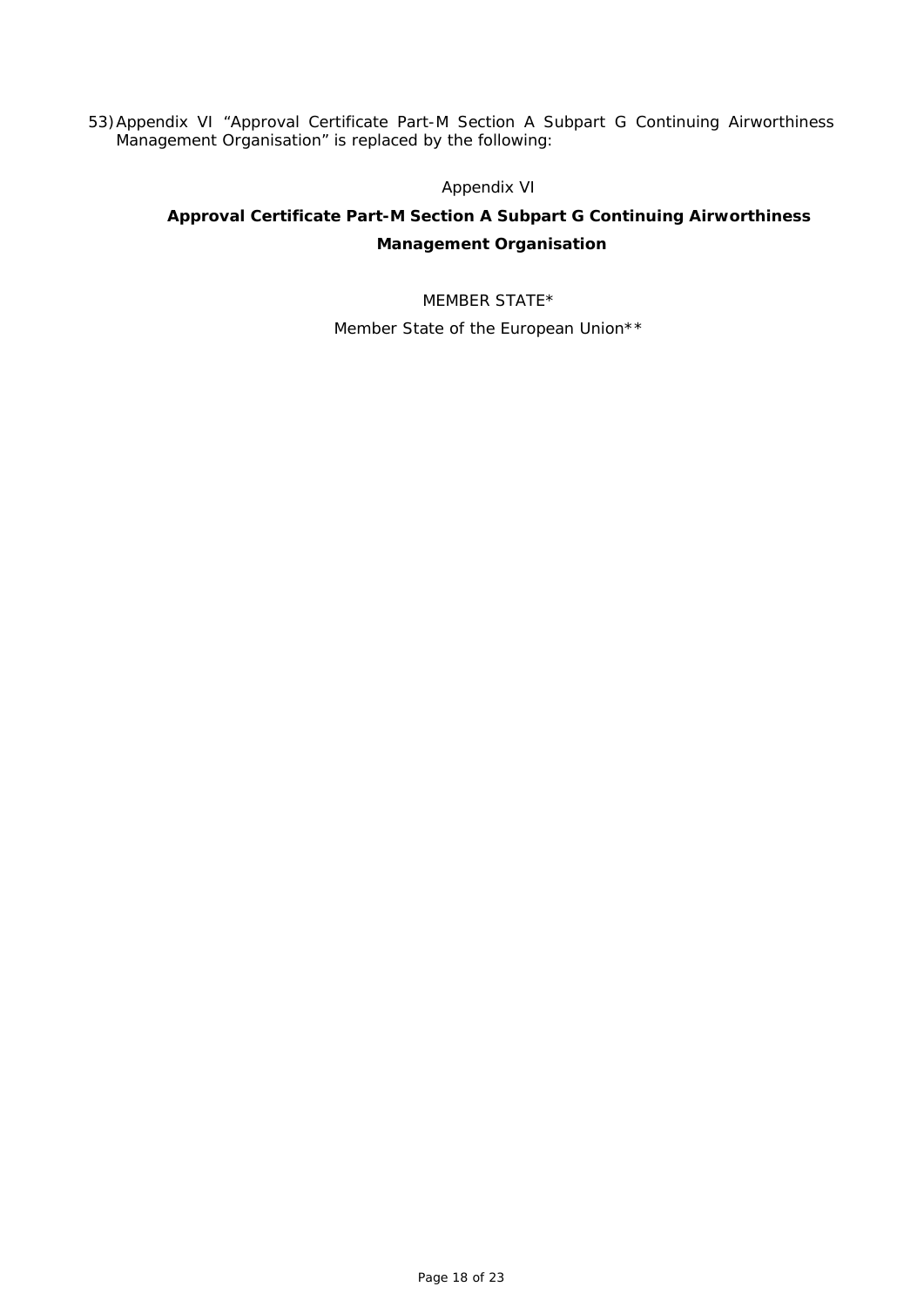53) Appendix VI "Approval Certificate Part-M Section A Subpart G Continuing Airworthiness Management Organisation" is replaced by the following:

Appendix VI

**Approval Certificate Part-M Section A Subpart G Continuing Airworthiness Management Organisation**

MEMBER STATE*

Member State of the European Union**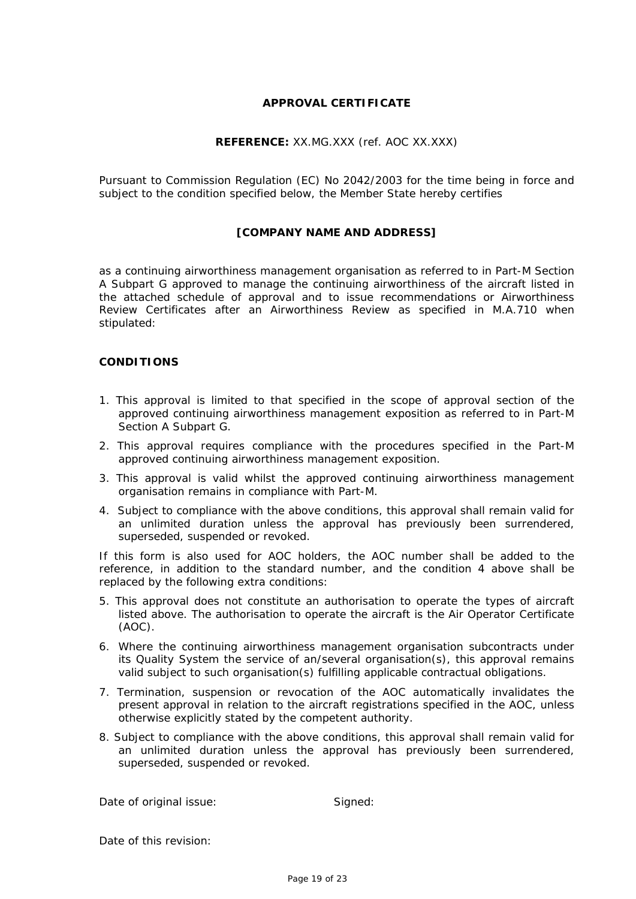**APPROVAL CERTIFICATE**

**REFERENCE:** XX.MG.XXX (ref. AOC XX.XXX)

Pursuant to Commission Regulation (EC) No 2042/2003 for the time being in force and subject to the condition specified below, the Member State hereby certifies

**[COMPANY NAME AND ADDRESS]**

as a continuing airworthiness management organisation as referred to in Part-M Section A Subpart G approved to manage the continuing airworthiness of the aircraft listed in the attached schedule of approval and to issue recommendations or Airworthiness Review Certificates after an Airworthiness Review as specified in M.A.710 when stipulated:

**CONDITIONS**

1. This approval is limited to that specified in the scope of approval section of the approved continuing airworthiness management exposition as referred to in Part-M Section A Subpart G.
2. This approval requires compliance with the procedures specified in the Part-M approved continuing airworthiness management exposition.
3. This approval is valid whilst the approved continuing airworthiness management organisation remains in compliance with Part-M.
4. Subject to compliance with the above conditions, this approval shall remain valid for an unlimited duration unless the approval has previously been surrendered, superseded, suspended or revoked.

If this form is also used for AOC holders, the AOC number shall be added to the reference, in addition to the standard number, and the condition 4 above shall be replaced by the following extra conditions:

5. This approval does not constitute an authorisation to operate the types of aircraft listed above. The authorisation to operate the aircraft is the Air Operator Certificate (AOC).
6. Where the continuing airworthiness management organisation subcontracts under its Quality System the service of an/several organisation(s), this approval remains valid subject to such organisation(s) fulfilling applicable contractual obligations.
7. Termination, suspension or revocation of the AOC automatically invalidates the present approval in relation to the aircraft registrations specified in the AOC, unless otherwise explicitly stated by the competent authority.
8. Subject to compliance with the above conditions, this approval shall remain valid for an unlimited duration unless the approval has previously been surrendered, superseded, suspended or revoked.

Date of original issue: Signed:

Date of this revision: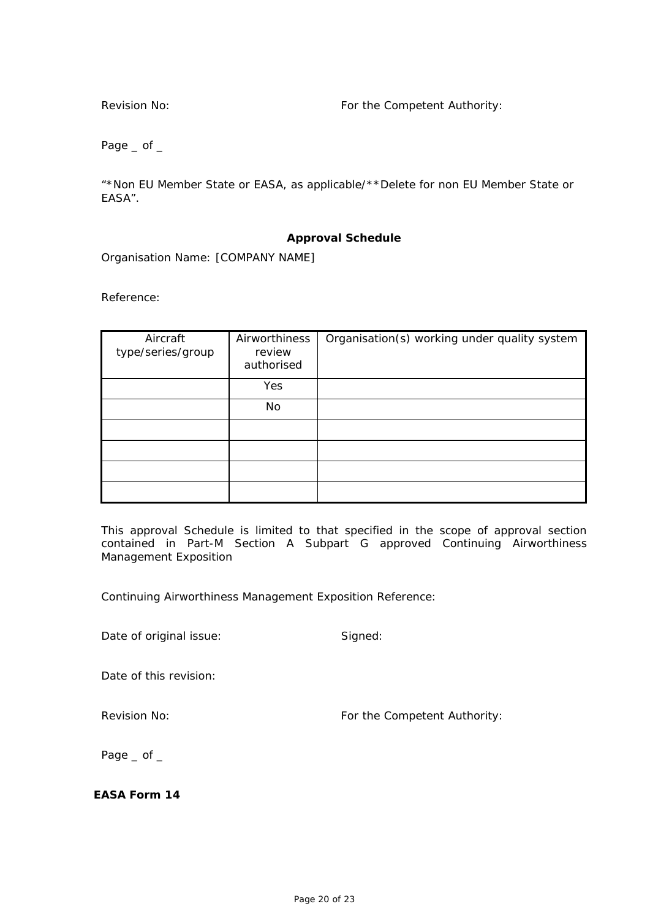Revision No: For the Competent Authority:

Page _ of _

“*Non EU Member State or EASA, as applicable/**Delete for non EU Member State or EASA”.

**Approval Schedule**

Organisation Name: [COMPANY NAME]

Reference:

| Aircraft type/series/group | Airworthiness review authorised | Organisation(s) working under quality system |
| --- | --- | --- |
| | Yes | |
| | No | |
| | | |
| | | |
| | | |
| | | |

This approval Schedule is limited to that specified in the scope of approval section contained in Part-M Section A Subpart G approved Continuing Airworthiness Management Exposition

Continuing Airworthiness Management Exposition Reference:

Date of original issue: Signed:

Date of this revision:

Revision No: For the Competent Authority:

Page _ of _

**EASA Form 14**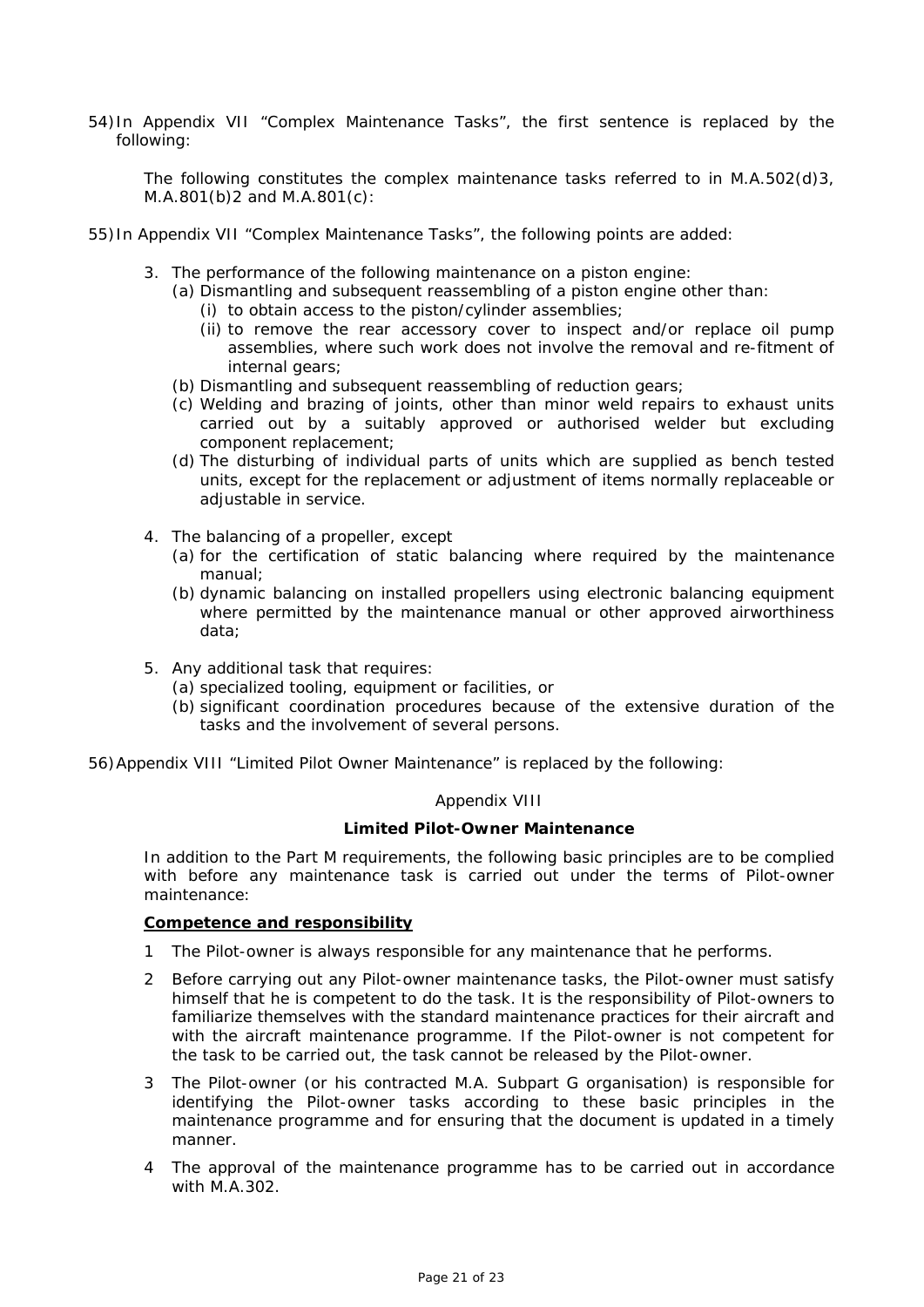54) In Appendix VII "Complex Maintenance Tasks", the first sentence is replaced by the following:

The following constitutes the complex maintenance tasks referred to in M.A.502(d)3, M.A.801(b)2 and M.A.801(c):

55) In Appendix VII "Complex Maintenance Tasks", the following points are added:

3. The performance of the following maintenance on a piston engine:
   (a) Dismantling and subsequent reassembling of a piston engine other than:
      (i) to obtain access to the piston/cylinder assemblies;
      (ii) to remove the rear accessory cover to inspect and/or replace oil pump assemblies, where such work does not involve the removal and re-fitment of internal gears;
   (b) Dismantling and subsequent reassembling of reduction gears;
   (c) Welding and brazing of joints, other than minor weld repairs to exhaust units carried out by a suitably approved or authorised welder but excluding component replacement;
   (d) The disturbing of individual parts of units which are supplied as bench tested units, except for the replacement or adjustment of items normally replaceable or adjustable in service.

4. The balancing of a propeller, except
   (a) for the certification of static balancing where required by the maintenance manual;
   (b) dynamic balancing on installed propellers using electronic balancing equipment where permitted by the maintenance manual or other approved airworthiness data;

5. Any additional task that requires:
   (a) specialized tooling, equipment or facilities, or
   (b) significant coordination procedures because of the extensive duration of the tasks and the involvement of several persons.

56) Appendix VIII "Limited Pilot Owner Maintenance" is replaced by the following:

Appendix VIII

**Limited Pilot-Owner Maintenance**

In addition to the Part M requirements, the following basic principles are to be complied with before any maintenance task is carried out under the terms of Pilot-owner maintenance:

**Competence and responsibility**

1 The Pilot-owner is always responsible for any maintenance that he performs.

2 Before carrying out any Pilot-owner maintenance tasks, the Pilot-owner must satisfy himself that he is competent to do the task. It is the responsibility of Pilot-owners to familiarize themselves with the standard maintenance practices for their aircraft and with the aircraft maintenance programme. If the Pilot-owner is not competent for the task to be carried out, the task cannot be released by the Pilot-owner.

3 The Pilot-owner (or his contracted M.A. Subpart G organisation) is responsible for identifying the Pilot-owner tasks according to these basic principles in the maintenance programme and for ensuring that the document is updated in a timely manner.

4 The approval of the maintenance programme has to be carried out in accordance with M.A.302.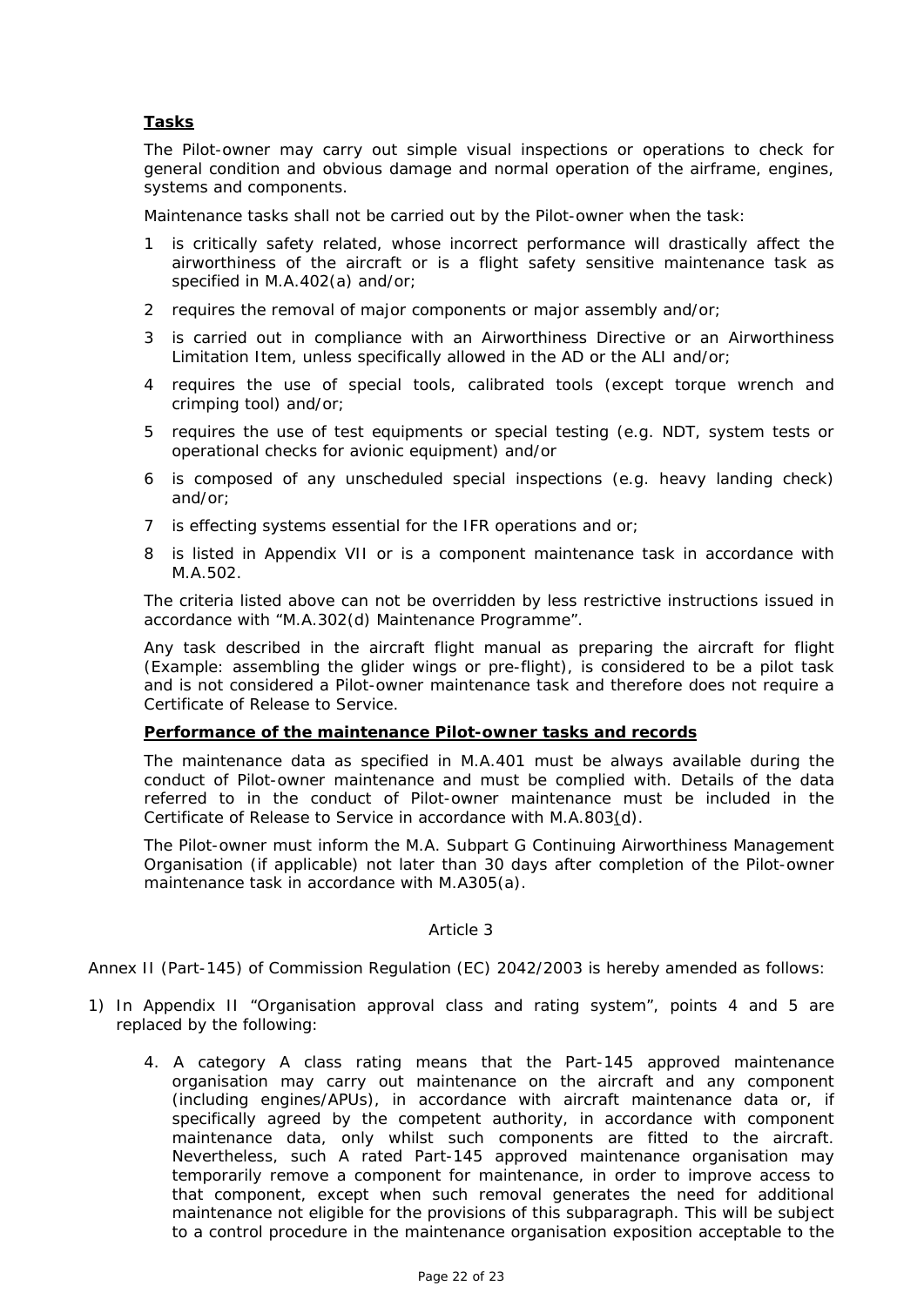**Tasks**

The Pilot-owner may carry out simple visual inspections or operations to check for general condition and obvious damage and normal operation of the airframe, engines, systems and components.

Maintenance tasks shall not be carried out by the Pilot-owner when the task:

1 is critically safety related, whose incorrect performance will drastically affect the airworthiness of the aircraft or is a flight safety sensitive maintenance task as specified in M.A.402(a) and/or;

2 requires the removal of major components or major assembly and/or;

3 is carried out in compliance with an Airworthiness Directive or an Airworthiness Limitation Item, unless specifically allowed in the AD or the ALI and/or;

4 requires the use of special tools, calibrated tools (except torque wrench and crimping tool) and/or;

5 requires the use of test equipments or special testing (e.g. NDT, system tests or operational checks for avionic equipment) and/or

6 is composed of any unscheduled special inspections (e.g. heavy landing check) and/or;

7 is effecting systems essential for the IFR operations and or;

8 is listed in Appendix VII or is a component maintenance task in accordance with M.A.502.

The criteria listed above can not be overridden by less restrictive instructions issued in accordance with "M.A.302(d) Maintenance Programme".

Any task described in the aircraft flight manual as preparing the aircraft for flight (Example: assembling the glider wings or pre-flight), is considered to be a pilot task and is not considered a Pilot-owner maintenance task and therefore does not require a Certificate of Release to Service.

**Performance of the maintenance Pilot-owner tasks and records**

The maintenance data as specified in M.A.401 must be always available during the conduct of Pilot-owner maintenance and must be complied with. Details of the data referred to in the conduct of Pilot-owner maintenance must be included in the Certificate of Release to Service in accordance with M.A.803(d).

The Pilot-owner must inform the M.A. Subpart G Continuing Airworthiness Management Organisation (if applicable) not later than 30 days after completion of the Pilot-owner maintenance task in accordance with M.A305(a).

Article 3

Annex II (Part-145) of Commission Regulation (EC) 2042/2003 is hereby amended as follows:

1) In Appendix II "Organisation approval class and rating system", points 4 and 5 are replaced by the following:

   4. A category A class rating means that the Part-145 approved maintenance organisation may carry out maintenance on the aircraft and any component (including engines/APUs), in accordance with aircraft maintenance data or, if specifically agreed by the competent authority, in accordance with component maintenance data, only whilst such components are fitted to the aircraft. Nevertheless, such A rated Part-145 approved maintenance organisation may temporarily remove a component for maintenance, in order to improve access to that component, except when such removal generates the need for additional maintenance not eligible for the provisions of this subparagraph. This will be subject to a control procedure in the maintenance organisation exposition acceptable to the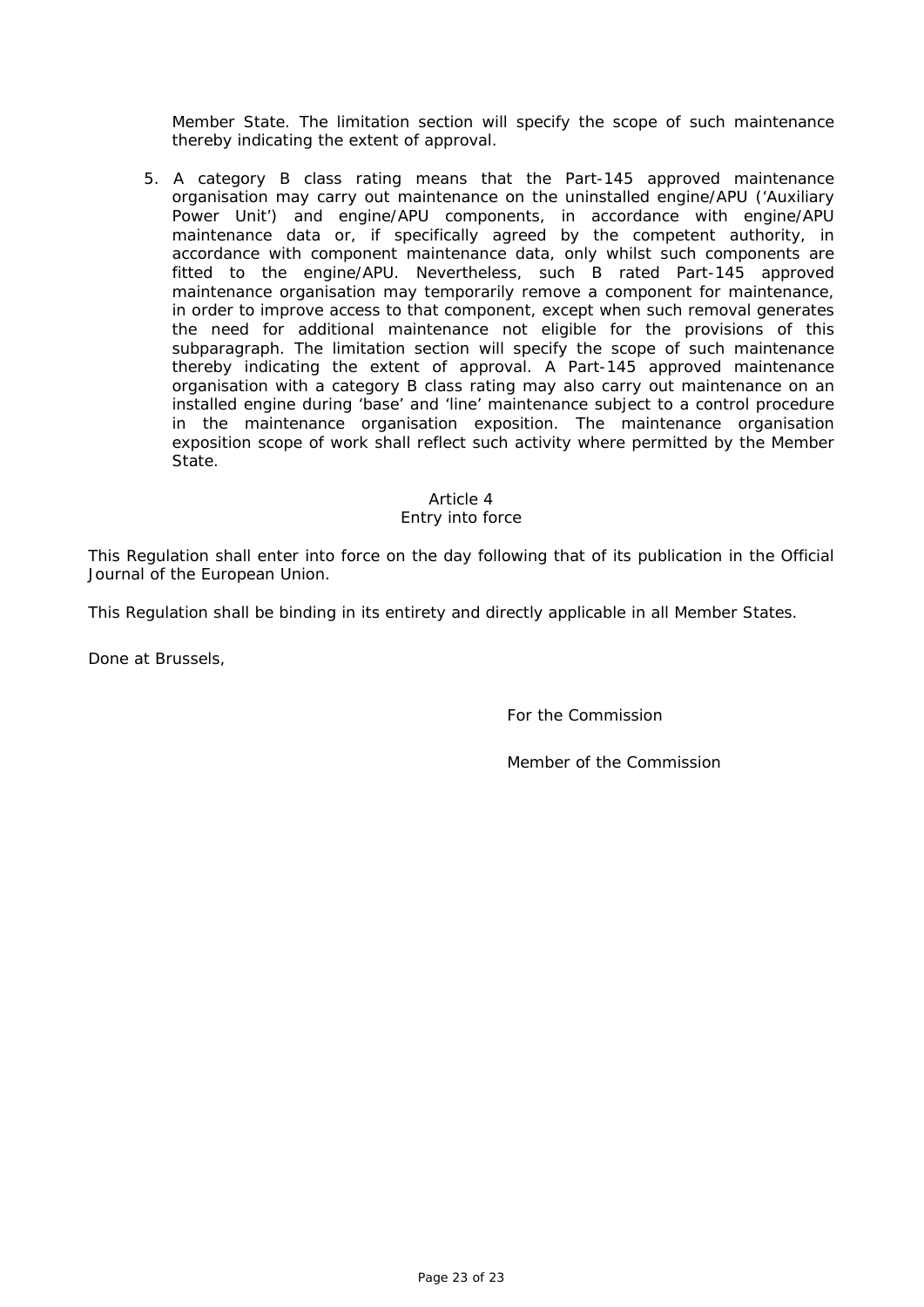Member State. The limitation section will specify the scope of such maintenance thereby indicating the extent of approval.

5. A category B class rating means that the Part-145 approved maintenance organisation may carry out maintenance on the uninstalled engine/APU ('Auxiliary Power Unit') and engine/APU components, in accordance with engine/APU maintenance data or, if specifically agreed by the competent authority, in accordance with component maintenance data, only whilst such components are fitted to the engine/APU. Nevertheless, such B rated Part-145 approved maintenance organisation may temporarily remove a component for maintenance, in order to improve access to that component, except when such removal generates the need for additional maintenance not eligible for the provisions of this subparagraph. The limitation section will specify the scope of such maintenance thereby indicating the extent of approval. A Part-145 approved maintenance organisation with a category B class rating may also carry out maintenance on an installed engine during 'base' and 'line' maintenance subject to a control procedure in the maintenance organisation exposition. The maintenance organisation exposition scope of work shall reflect such activity where permitted by the Member State.

Article 4
Entry into force

This Regulation shall enter into force on the day following that of its publication in the Official Journal of the European Union.

This Regulation shall be binding in its entirety and directly applicable in all Member States.

Done at Brussels,

For the Commission

Member of the Commission